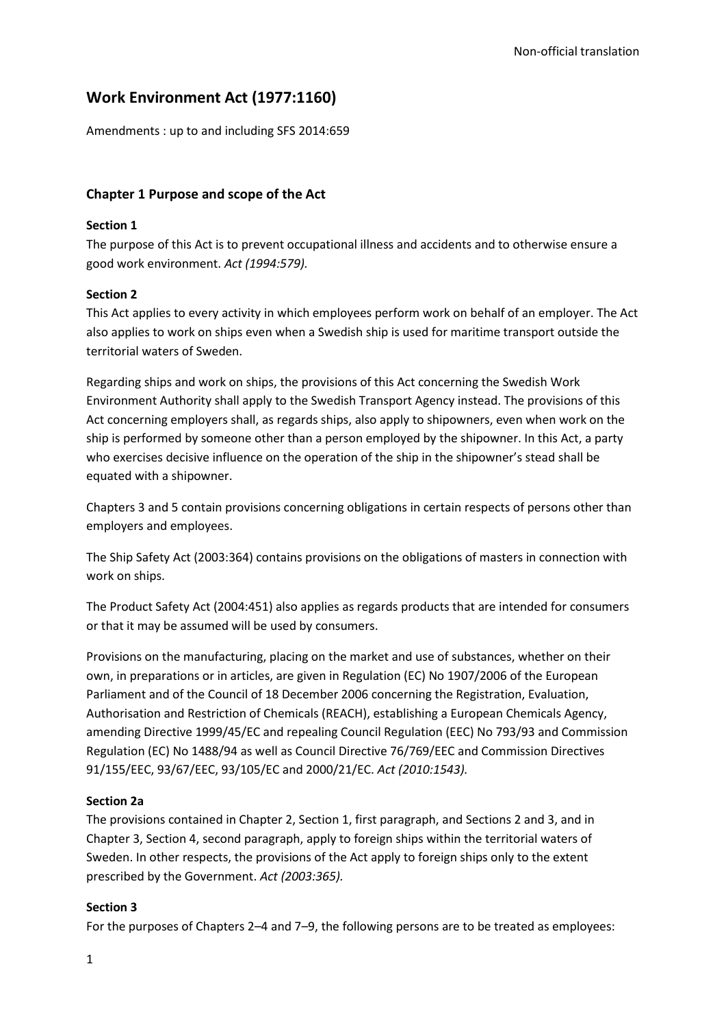Non-official translation

# Work Environment Act (1977:1160)

Amendments : up to and including SFS 2014:659

## Chapter 1 Purpose and scope of the Act

### Section 1

The purpose of this Act is to prevent occupational illness and accidents and to otherwise ensure a good work environment. *Act (1994:579).*

### Section 2

This Act applies to every activity in which employees perform work on behalf of an employer. The Act also applies to work on ships even when a Swedish ship is used for maritime transport outside the territorial waters of Sweden.

Regarding ships and work on ships, the provisions of this Act concerning the Swedish Work Environment Authority shall apply to the Swedish Transport Agency instead. The provisions of this Act concerning employers shall, as regards ships, also apply to shipowners, even when work on the ship is performed by someone other than a person employed by the shipowner. In this Act, a party who exercises decisive influence on the operation of the ship in the shipowner's stead shall be equated with a shipowner.

Chapters 3 and 5 contain provisions concerning obligations in certain respects of persons other than employers and employees.

The Ship Safety Act (2003:364) contains provisions on the obligations of masters in connection with work on ships.

The Product Safety Act (2004:451) also applies as regards products that are intended for consumers or that it may be assumed will be used by consumers.

Provisions on the manufacturing, placing on the market and use of substances, whether on their own, in preparations or in articles, are given in Regulation (EC) No 1907/2006 of the European Parliament and of the Council of 18 December 2006 concerning the Registration, Evaluation, Authorisation and Restriction of Chemicals (REACH), establishing a European Chemicals Agency, amending Directive 1999/45/EC and repealing Council Regulation (EEC) No 793/93 and Commission Regulation (EC) No 1488/94 as well as Council Directive 76/769/EEC and Commission Directives 91/155/EEC, 93/67/EEC, 93/105/EC and 2000/21/EC. *Act (2010:1543).*

### Section 2a

The provisions contained in Chapter 2, Section 1, first paragraph, and Sections 2 and 3, and in Chapter 3, Section 4, second paragraph, apply to foreign ships within the territorial waters of Sweden. In other respects, the provisions of the Act apply to foreign ships only to the extent prescribed by the Government. *Act (2003:365).*

### Section 3

For the purposes of Chapters 2–4 and 7–9, the following persons are to be treated as employees: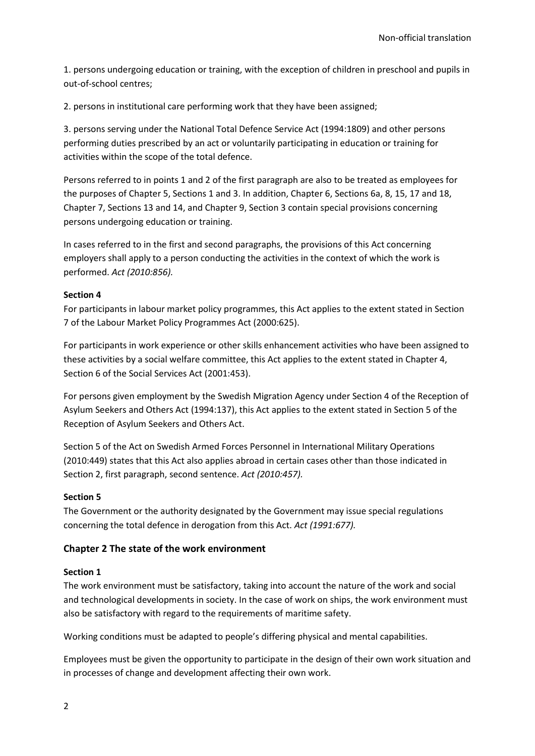1. persons undergoing education or training, with the exception of children in preschool and pupils in out-of-school centres;

2. persons in institutional care performing work that they have been assigned;

3. persons serving under the National Total Defence Service Act (1994:1809) and other persons performing duties prescribed by an act or voluntarily participating in education or training for activities within the scope of the total defence.

Persons referred to in points 1 and 2 of the first paragraph are also to be treated as employees for the purposes of Chapter 5, Sections 1 and 3. In addition, Chapter 6, Sections 6a, 8, 15, 17 and 18, Chapter 7, Sections 13 and 14, and Chapter 9, Section 3 contain special provisions concerning persons undergoing education or training.

In cases referred to in the first and second paragraphs, the provisions of this Act concerning employers shall apply to a person conducting the activities in the context of which the work is performed. *Act (2010:856).*

**Section 4**

For participants in labour market policy programmes, this Act applies to the extent stated in Section 7 of the Labour Market Policy Programmes Act (2000:625).

For participants in work experience or other skills enhancement activities who have been assigned to these activities by a social welfare committee, this Act applies to the extent stated in Chapter 4, Section 6 of the Social Services Act (2001:453).

For persons given employment by the Swedish Migration Agency under Section 4 of the Reception of Asylum Seekers and Others Act (1994:137), this Act applies to the extent stated in Section 5 of the Reception of Asylum Seekers and Others Act.

Section 5 of the Act on Swedish Armed Forces Personnel in International Military Operations (2010:449) states that this Act also applies abroad in certain cases other than those indicated in Section 2, first paragraph, second sentence. *Act (2010:457).*

**Section 5**

The Government or the authority designated by the Government may issue special regulations concerning the total defence in derogation from this Act. *Act (1991:677).*

## Chapter 2 The state of the work environment

**Section 1**

The work environment must be satisfactory, taking into account the nature of the work and social and technological developments in society. In the case of work on ships, the work environment must also be satisfactory with regard to the requirements of maritime safety.

Working conditions must be adapted to people's differing physical and mental capabilities.

Employees must be given the opportunity to participate in the design of their own work situation and in processes of change and development affecting their own work.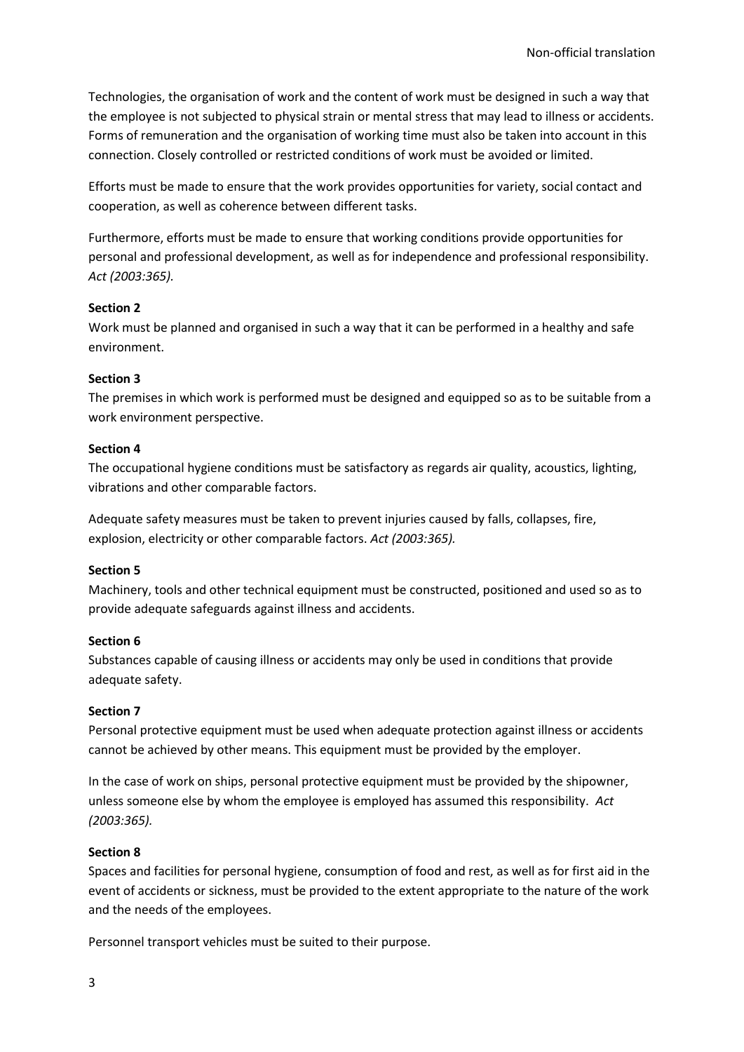Technologies, the organisation of work and the content of work must be designed in such a way that the employee is not subjected to physical strain or mental stress that may lead to illness or accidents. Forms of remuneration and the organisation of working time must also be taken into account in this connection. Closely controlled or restricted conditions of work must be avoided or limited.

Efforts must be made to ensure that the work provides opportunities for variety, social contact and cooperation, as well as coherence between different tasks.

Furthermore, efforts must be made to ensure that working conditions provide opportunities for personal and professional development, as well as for independence and professional responsibility. *Act (2003:365).*

**Section 2**

Work must be planned and organised in such a way that it can be performed in a healthy and safe environment.

**Section 3**

The premises in which work is performed must be designed and equipped so as to be suitable from a work environment perspective.

**Section 4**

The occupational hygiene conditions must be satisfactory as regards air quality, acoustics, lighting, vibrations and other comparable factors.

Adequate safety measures must be taken to prevent injuries caused by falls, collapses, fire, explosion, electricity or other comparable factors. *Act (2003:365).*

**Section 5**

Machinery, tools and other technical equipment must be constructed, positioned and used so as to provide adequate safeguards against illness and accidents.

**Section 6**

Substances capable of causing illness or accidents may only be used in conditions that provide adequate safety.

**Section 7**

Personal protective equipment must be used when adequate protection against illness or accidents cannot be achieved by other means. This equipment must be provided by the employer.

In the case of work on ships, personal protective equipment must be provided by the shipowner, unless someone else by whom the employee is employed has assumed this responsibility. *Act (2003:365).*

**Section 8**

Spaces and facilities for personal hygiene, consumption of food and rest, as well as for first aid in the event of accidents or sickness, must be provided to the extent appropriate to the nature of the work and the needs of the employees.

Personnel transport vehicles must be suited to their purpose.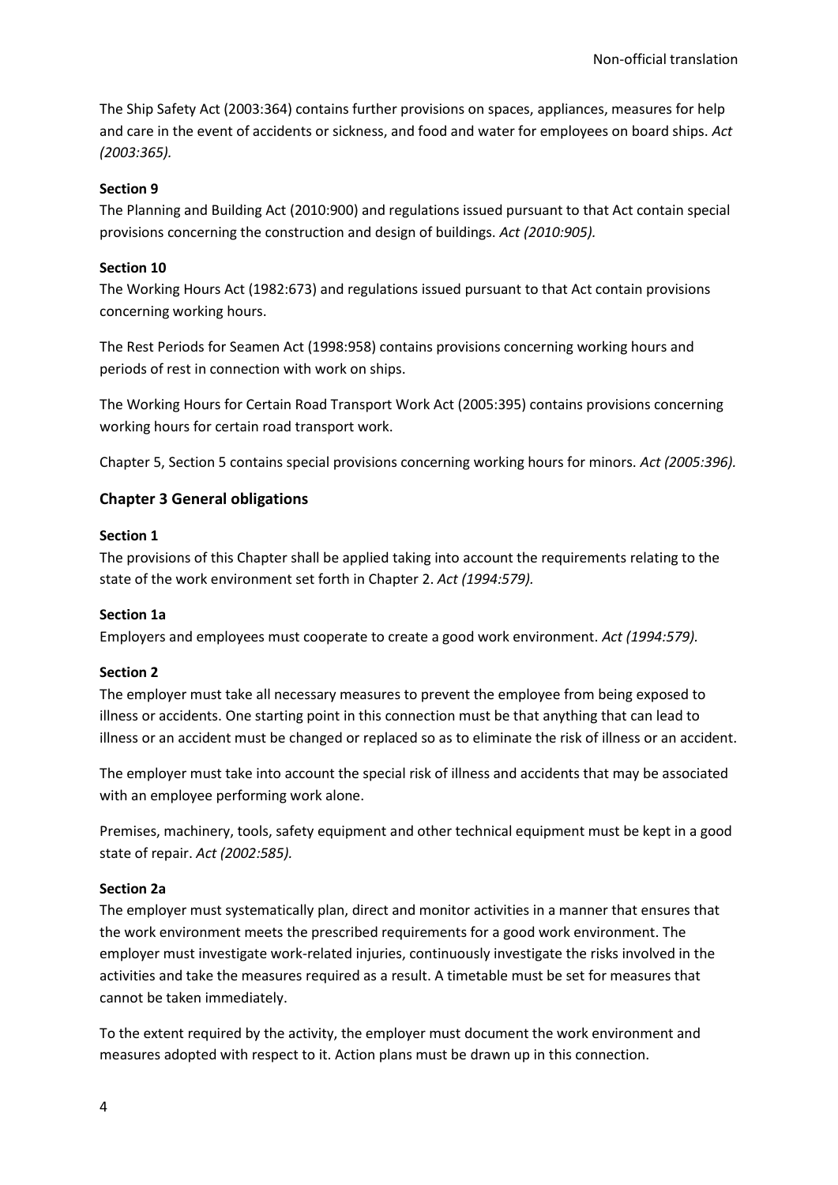The Ship Safety Act (2003:364) contains further provisions on spaces, appliances, measures for help and care in the event of accidents or sickness, and food and water for employees on board ships. *Act (2003:365).*

**Section 9**

The Planning and Building Act (2010:900) and regulations issued pursuant to that Act contain special provisions concerning the construction and design of buildings. *Act (2010:905).*

**Section 10**

The Working Hours Act (1982:673) and regulations issued pursuant to that Act contain provisions concerning working hours.

The Rest Periods for Seamen Act (1998:958) contains provisions concerning working hours and periods of rest in connection with work on ships.

The Working Hours for Certain Road Transport Work Act (2005:395) contains provisions concerning working hours for certain road transport work.

Chapter 5, Section 5 contains special provisions concerning working hours for minors. *Act (2005:396).*

## Chapter 3 General obligations

**Section 1**

The provisions of this Chapter shall be applied taking into account the requirements relating to the state of the work environment set forth in Chapter 2. *Act (1994:579).*

**Section 1a**

Employers and employees must cooperate to create a good work environment. *Act (1994:579).*

**Section 2**

The employer must take all necessary measures to prevent the employee from being exposed to illness or accidents. One starting point in this connection must be that anything that can lead to illness or an accident must be changed or replaced so as to eliminate the risk of illness or an accident.

The employer must take into account the special risk of illness and accidents that may be associated with an employee performing work alone.

Premises, machinery, tools, safety equipment and other technical equipment must be kept in a good state of repair. *Act (2002:585).*

**Section 2a**

The employer must systematically plan, direct and monitor activities in a manner that ensures that the work environment meets the prescribed requirements for a good work environment. The employer must investigate work-related injuries, continuously investigate the risks involved in the activities and take the measures required as a result. A timetable must be set for measures that cannot be taken immediately.

To the extent required by the activity, the employer must document the work environment and measures adopted with respect to it. Action plans must be drawn up in this connection.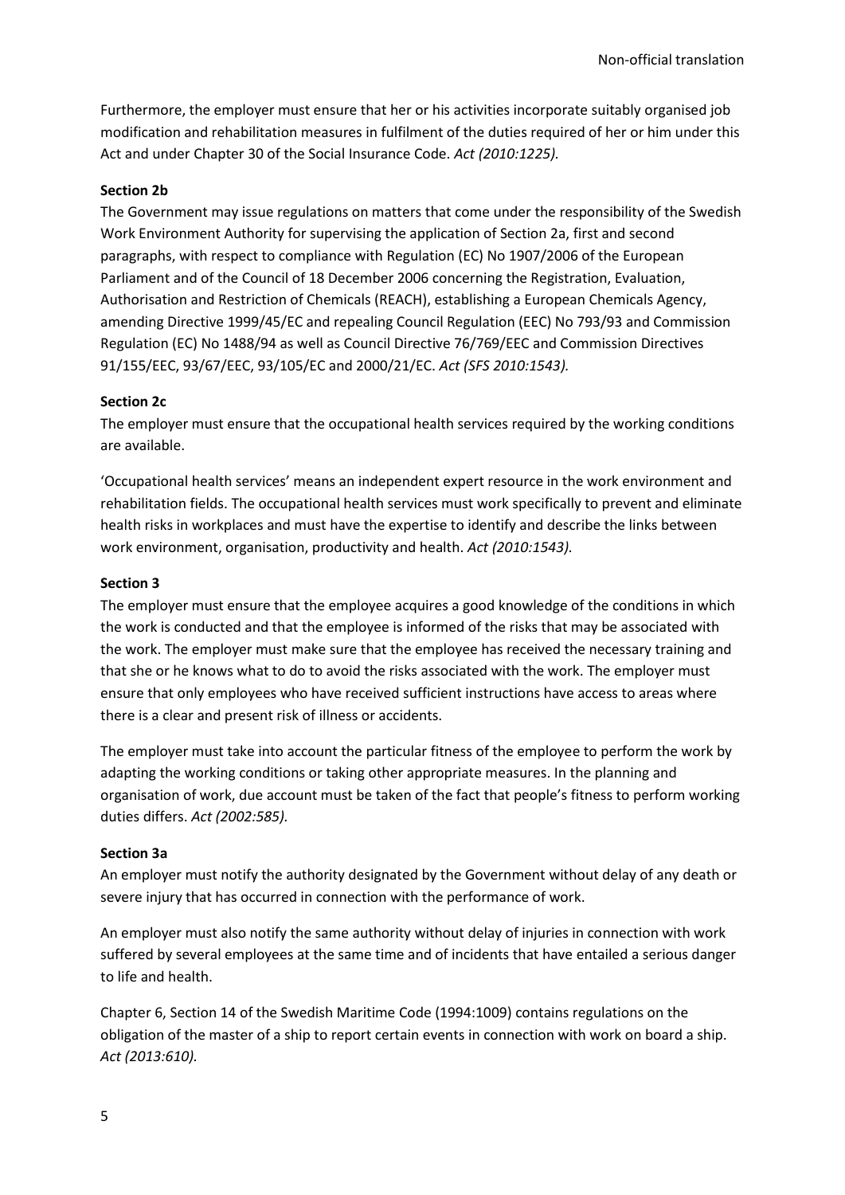Furthermore, the employer must ensure that her or his activities incorporate suitably organised job modification and rehabilitation measures in fulfilment of the duties required of her or him under this Act and under Chapter 30 of the Social Insurance Code. *Act (2010:1225).*

**Section 2b**

The Government may issue regulations on matters that come under the responsibility of the Swedish Work Environment Authority for supervising the application of Section 2a, first and second paragraphs, with respect to compliance with Regulation (EC) No 1907/2006 of the European Parliament and of the Council of 18 December 2006 concerning the Registration, Evaluation, Authorisation and Restriction of Chemicals (REACH), establishing a European Chemicals Agency, amending Directive 1999/45/EC and repealing Council Regulation (EEC) No 793/93 and Commission Regulation (EC) No 1488/94 as well as Council Directive 76/769/EEC and Commission Directives 91/155/EEC, 93/67/EEC, 93/105/EC and 2000/21/EC. *Act (SFS 2010:1543).*

**Section 2c**

The employer must ensure that the occupational health services required by the working conditions are available.

'Occupational health services' means an independent expert resource in the work environment and rehabilitation fields. The occupational health services must work specifically to prevent and eliminate health risks in workplaces and must have the expertise to identify and describe the links between work environment, organisation, productivity and health. *Act (2010:1543).*

**Section 3**

The employer must ensure that the employee acquires a good knowledge of the conditions in which the work is conducted and that the employee is informed of the risks that may be associated with the work. The employer must make sure that the employee has received the necessary training and that she or he knows what to do to avoid the risks associated with the work. The employer must ensure that only employees who have received sufficient instructions have access to areas where there is a clear and present risk of illness or accidents.

The employer must take into account the particular fitness of the employee to perform the work by adapting the working conditions or taking other appropriate measures. In the planning and organisation of work, due account must be taken of the fact that people's fitness to perform working duties differs. *Act (2002:585).*

**Section 3a**

An employer must notify the authority designated by the Government without delay of any death or severe injury that has occurred in connection with the performance of work.

An employer must also notify the same authority without delay of injuries in connection with work suffered by several employees at the same time and of incidents that have entailed a serious danger to life and health.

Chapter 6, Section 14 of the Swedish Maritime Code (1994:1009) contains regulations on the obligation of the master of a ship to report certain events in connection with work on board a ship. *Act (2013:610).*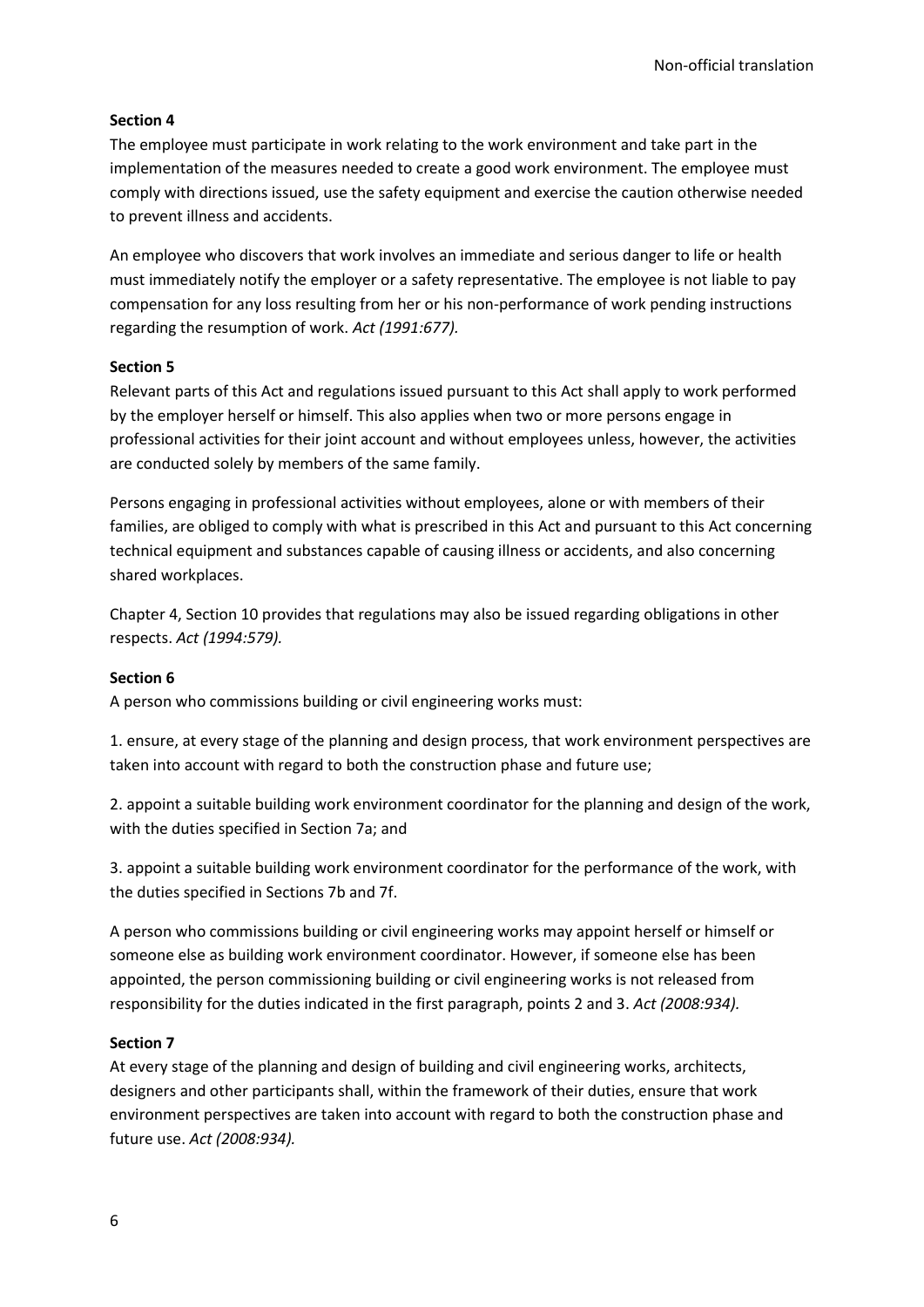**Section 4**

The employee must participate in work relating to the work environment and take part in the implementation of the measures needed to create a good work environment. The employee must comply with directions issued, use the safety equipment and exercise the caution otherwise needed to prevent illness and accidents.

An employee who discovers that work involves an immediate and serious danger to life or health must immediately notify the employer or a safety representative. The employee is not liable to pay compensation for any loss resulting from her or his non-performance of work pending instructions regarding the resumption of work. *Act (1991:677).*

**Section 5**

Relevant parts of this Act and regulations issued pursuant to this Act shall apply to work performed by the employer herself or himself. This also applies when two or more persons engage in professional activities for their joint account and without employees unless, however, the activities are conducted solely by members of the same family.

Persons engaging in professional activities without employees, alone or with members of their families, are obliged to comply with what is prescribed in this Act and pursuant to this Act concerning technical equipment and substances capable of causing illness or accidents, and also concerning shared workplaces.

Chapter 4, Section 10 provides that regulations may also be issued regarding obligations in other respects. *Act (1994:579).*

**Section 6**

A person who commissions building or civil engineering works must:

1. ensure, at every stage of the planning and design process, that work environment perspectives are taken into account with regard to both the construction phase and future use;

2. appoint a suitable building work environment coordinator for the planning and design of the work, with the duties specified in Section 7a; and

3. appoint a suitable building work environment coordinator for the performance of the work, with the duties specified in Sections 7b and 7f.

A person who commissions building or civil engineering works may appoint herself or himself or someone else as building work environment coordinator. However, if someone else has been appointed, the person commissioning building or civil engineering works is not released from responsibility for the duties indicated in the first paragraph, points 2 and 3. *Act (2008:934).*

**Section 7**

At every stage of the planning and design of building and civil engineering works, architects, designers and other participants shall, within the framework of their duties, ensure that work environment perspectives are taken into account with regard to both the construction phase and future use. *Act (2008:934).*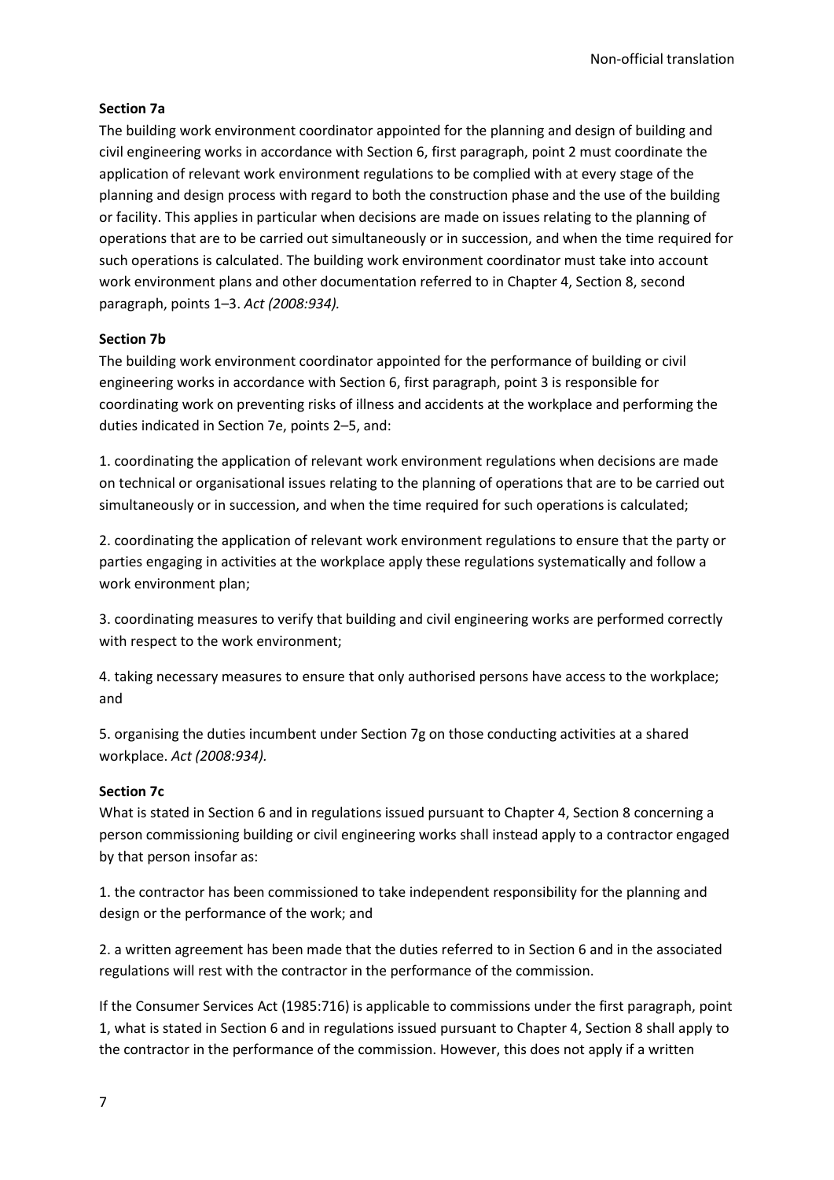**Section 7a**

The building work environment coordinator appointed for the planning and design of building and civil engineering works in accordance with Section 6, first paragraph, point 2 must coordinate the application of relevant work environment regulations to be complied with at every stage of the planning and design process with regard to both the construction phase and the use of the building or facility. This applies in particular when decisions are made on issues relating to the planning of operations that are to be carried out simultaneously or in succession, and when the time required for such operations is calculated. The building work environment coordinator must take into account work environment plans and other documentation referred to in Chapter 4, Section 8, second paragraph, points 1–3. *Act (2008:934).*

**Section 7b**

The building work environment coordinator appointed for the performance of building or civil engineering works in accordance with Section 6, first paragraph, point 3 is responsible for coordinating work on preventing risks of illness and accidents at the workplace and performing the duties indicated in Section 7e, points 2–5, and:

1. coordinating the application of relevant work environment regulations when decisions are made on technical or organisational issues relating to the planning of operations that are to be carried out simultaneously or in succession, and when the time required for such operations is calculated;

2. coordinating the application of relevant work environment regulations to ensure that the party or parties engaging in activities at the workplace apply these regulations systematically and follow a work environment plan;

3. coordinating measures to verify that building and civil engineering works are performed correctly with respect to the work environment;

4. taking necessary measures to ensure that only authorised persons have access to the workplace; and

5. organising the duties incumbent under Section 7g on those conducting activities at a shared workplace. *Act (2008:934).*

**Section 7c**

What is stated in Section 6 and in regulations issued pursuant to Chapter 4, Section 8 concerning a person commissioning building or civil engineering works shall instead apply to a contractor engaged by that person insofar as:

1. the contractor has been commissioned to take independent responsibility for the planning and design or the performance of the work; and

2. a written agreement has been made that the duties referred to in Section 6 and in the associated regulations will rest with the contractor in the performance of the commission.

If the Consumer Services Act (1985:716) is applicable to commissions under the first paragraph, point 1, what is stated in Section 6 and in regulations issued pursuant to Chapter 4, Section 8 shall apply to the contractor in the performance of the commission. However, this does not apply if a written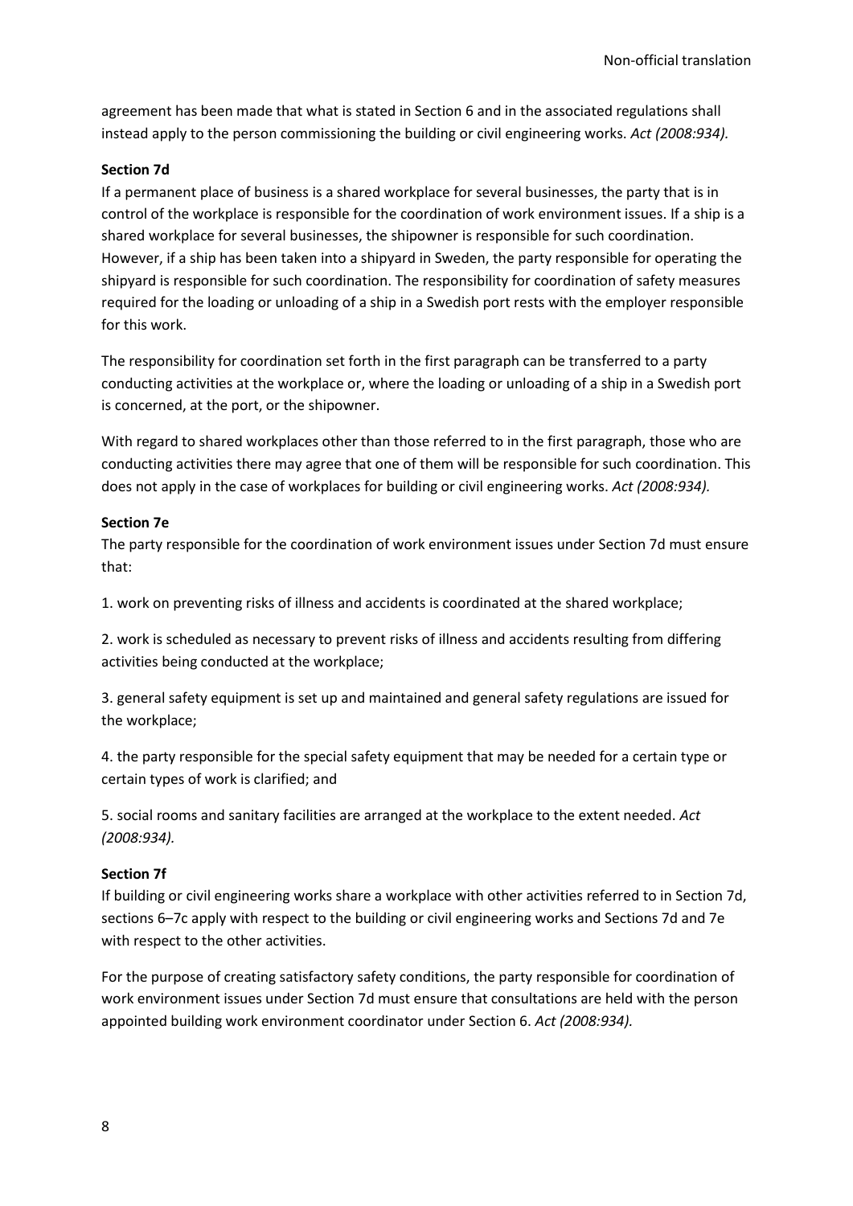agreement has been made that what is stated in Section 6 and in the associated regulations shall instead apply to the person commissioning the building or civil engineering works. *Act (2008:934).*

**Section 7d**

If a permanent place of business is a shared workplace for several businesses, the party that is in control of the workplace is responsible for the coordination of work environment issues. If a ship is a shared workplace for several businesses, the shipowner is responsible for such coordination. However, if a ship has been taken into a shipyard in Sweden, the party responsible for operating the shipyard is responsible for such coordination. The responsibility for coordination of safety measures required for the loading or unloading of a ship in a Swedish port rests with the employer responsible for this work.

The responsibility for coordination set forth in the first paragraph can be transferred to a party conducting activities at the workplace or, where the loading or unloading of a ship in a Swedish port is concerned, at the port, or the shipowner.

With regard to shared workplaces other than those referred to in the first paragraph, those who are conducting activities there may agree that one of them will be responsible for such coordination. This does not apply in the case of workplaces for building or civil engineering works. *Act (2008:934).*

**Section 7e**

The party responsible for the coordination of work environment issues under Section 7d must ensure that:

1. work on preventing risks of illness and accidents is coordinated at the shared workplace;

2. work is scheduled as necessary to prevent risks of illness and accidents resulting from differing activities being conducted at the workplace;

3. general safety equipment is set up and maintained and general safety regulations are issued for the workplace;

4. the party responsible for the special safety equipment that may be needed for a certain type or certain types of work is clarified; and

5. social rooms and sanitary facilities are arranged at the workplace to the extent needed. *Act (2008:934).*

**Section 7f**

If building or civil engineering works share a workplace with other activities referred to in Section 7d, sections 6–7c apply with respect to the building or civil engineering works and Sections 7d and 7e with respect to the other activities.

For the purpose of creating satisfactory safety conditions, the party responsible for coordination of work environment issues under Section 7d must ensure that consultations are held with the person appointed building work environment coordinator under Section 6. *Act (2008:934).*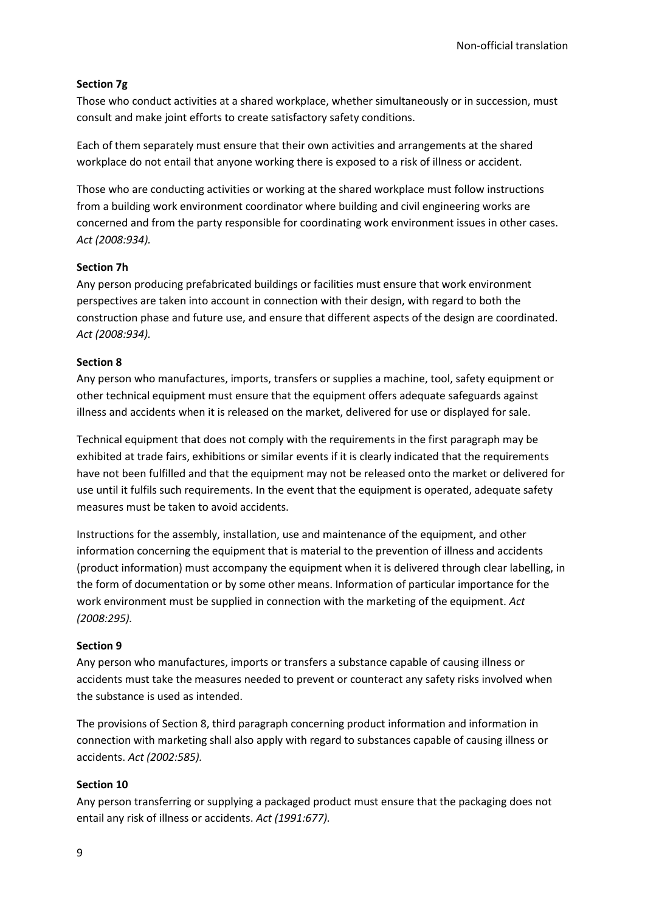**Section 7g**

Those who conduct activities at a shared workplace, whether simultaneously or in succession, must consult and make joint efforts to create satisfactory safety conditions.

Each of them separately must ensure that their own activities and arrangements at the shared workplace do not entail that anyone working there is exposed to a risk of illness or accident.

Those who are conducting activities or working at the shared workplace must follow instructions from a building work environment coordinator where building and civil engineering works are concerned and from the party responsible for coordinating work environment issues in other cases. *Act (2008:934).*

**Section 7h**

Any person producing prefabricated buildings or facilities must ensure that work environment perspectives are taken into account in connection with their design, with regard to both the construction phase and future use, and ensure that different aspects of the design are coordinated. *Act (2008:934).*

**Section 8**

Any person who manufactures, imports, transfers or supplies a machine, tool, safety equipment or other technical equipment must ensure that the equipment offers adequate safeguards against illness and accidents when it is released on the market, delivered for use or displayed for sale.

Technical equipment that does not comply with the requirements in the first paragraph may be exhibited at trade fairs, exhibitions or similar events if it is clearly indicated that the requirements have not been fulfilled and that the equipment may not be released onto the market or delivered for use until it fulfils such requirements. In the event that the equipment is operated, adequate safety measures must be taken to avoid accidents.

Instructions for the assembly, installation, use and maintenance of the equipment, and other information concerning the equipment that is material to the prevention of illness and accidents (product information) must accompany the equipment when it is delivered through clear labelling, in the form of documentation or by some other means. Information of particular importance for the work environment must be supplied in connection with the marketing of the equipment. *Act (2008:295).*

**Section 9**

Any person who manufactures, imports or transfers a substance capable of causing illness or accidents must take the measures needed to prevent or counteract any safety risks involved when the substance is used as intended.

The provisions of Section 8, third paragraph concerning product information and information in connection with marketing shall also apply with regard to substances capable of causing illness or accidents. *Act (2002:585).*

**Section 10**

Any person transferring or supplying a packaged product must ensure that the packaging does not entail any risk of illness or accidents. *Act (1991:677).*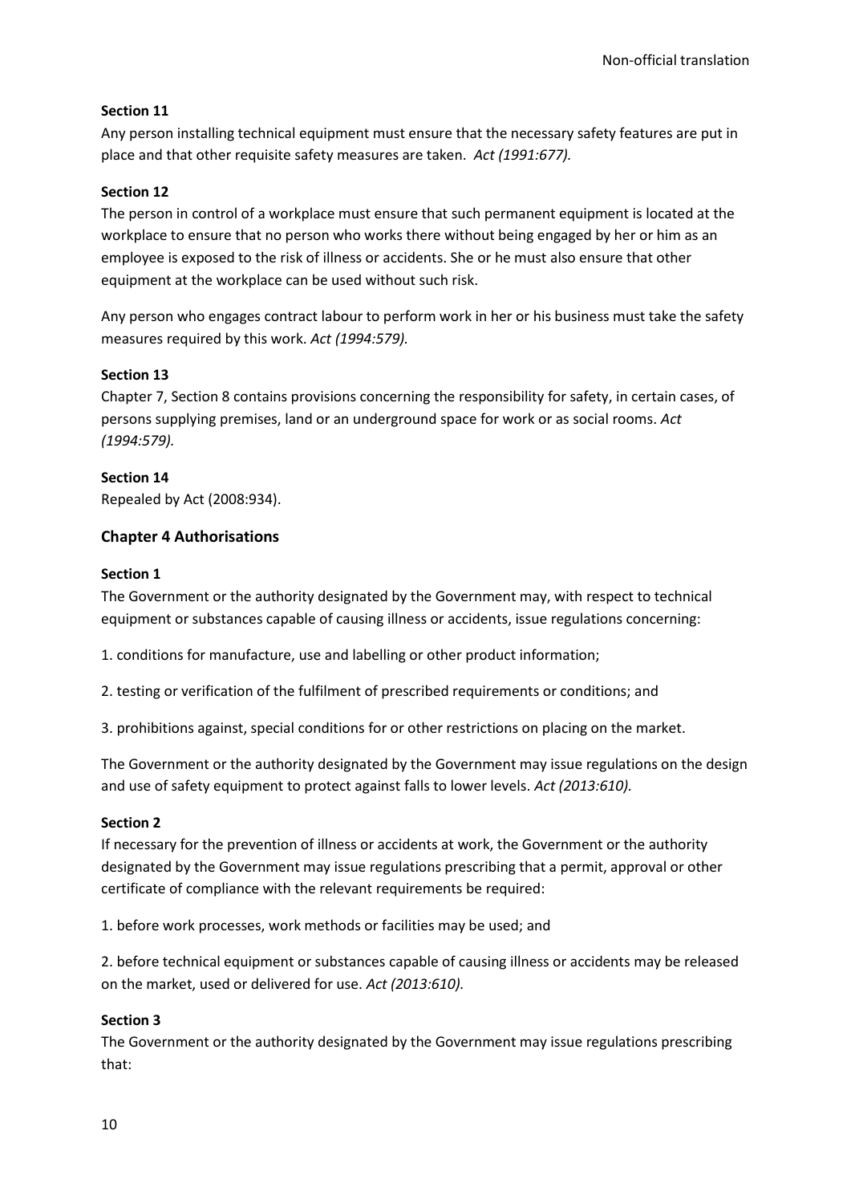### Section 11

Any person installing technical equipment must ensure that the necessary safety features are put in place and that other requisite safety measures are taken. *Act (1991:677).*

### Section 12

The person in control of a workplace must ensure that such permanent equipment is located at the workplace to ensure that no person who works there without being engaged by her or him as an employee is exposed to the risk of illness or accidents. She or he must also ensure that other equipment at the workplace can be used without such risk.

Any person who engages contract labour to perform work in her or his business must take the safety measures required by this work. *Act (1994:579).*

### Section 13

Chapter 7, Section 8 contains provisions concerning the responsibility for safety, in certain cases, of persons supplying premises, land or an underground space for work or as social rooms. *Act (1994:579).*

### Section 14

Repealed by Act (2008:934).

## Chapter 4 Authorisations

### Section 1

The Government or the authority designated by the Government may, with respect to technical equipment or substances capable of causing illness or accidents, issue regulations concerning:

1. conditions for manufacture, use and labelling or other product information;

2. testing or verification of the fulfilment of prescribed requirements or conditions; and

3. prohibitions against, special conditions for or other restrictions on placing on the market.

The Government or the authority designated by the Government may issue regulations on the design and use of safety equipment to protect against falls to lower levels. *Act (2013:610).*

### Section 2

If necessary for the prevention of illness or accidents at work, the Government or the authority designated by the Government may issue regulations prescribing that a permit, approval or other certificate of compliance with the relevant requirements be required:

1. before work processes, work methods or facilities may be used; and

2. before technical equipment or substances capable of causing illness or accidents may be released on the market, used or delivered for use. *Act (2013:610).*

### Section 3

The Government or the authority designated by the Government may issue regulations prescribing that: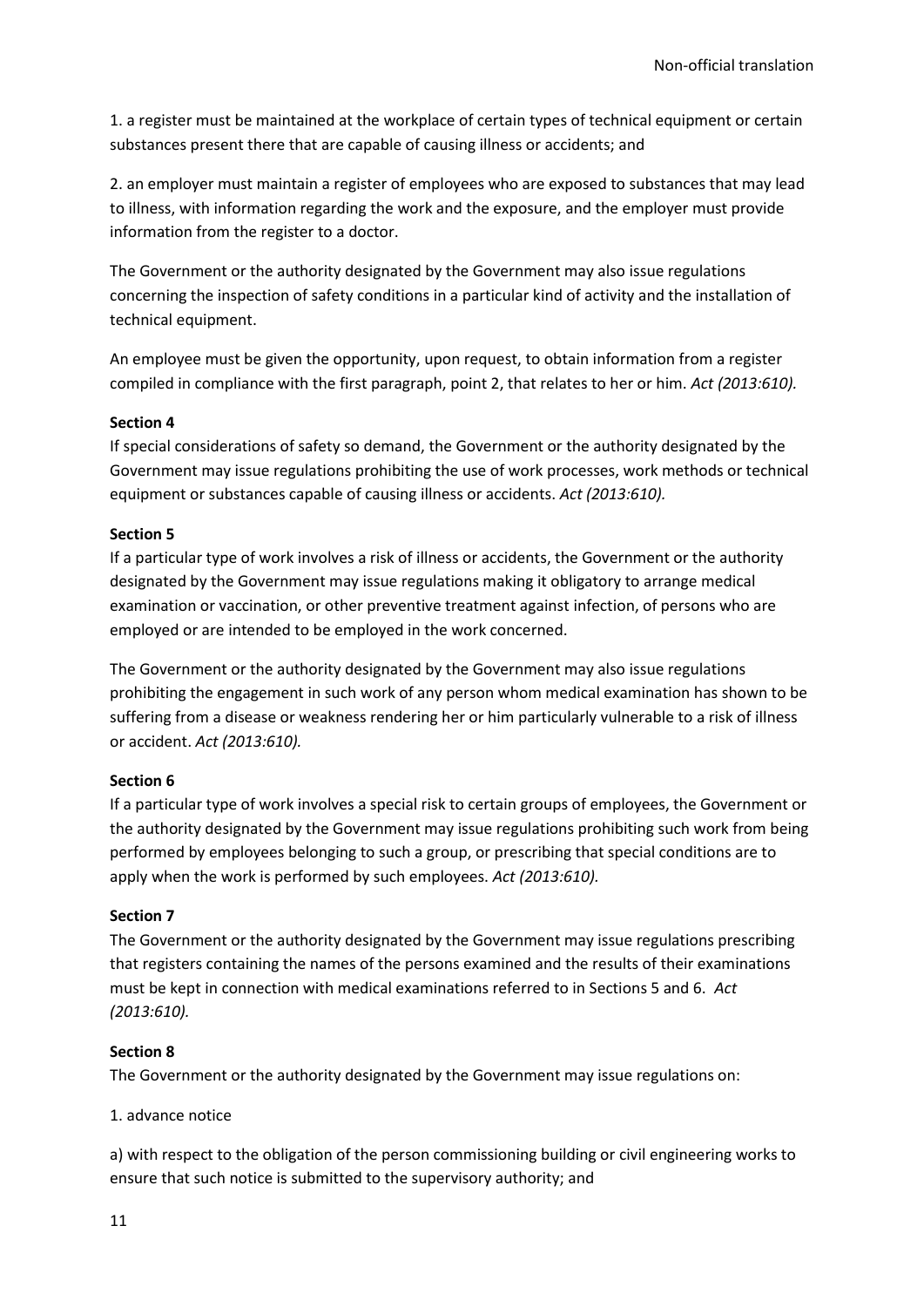1. a register must be maintained at the workplace of certain types of technical equipment or certain substances present there that are capable of causing illness or accidents; and

2. an employer must maintain a register of employees who are exposed to substances that may lead to illness, with information regarding the work and the exposure, and the employer must provide information from the register to a doctor.

The Government or the authority designated by the Government may also issue regulations concerning the inspection of safety conditions in a particular kind of activity and the installation of technical equipment.

An employee must be given the opportunity, upon request, to obtain information from a register compiled in compliance with the first paragraph, point 2, that relates to her or him. *Act (2013:610).*

**Section 4**
If special considerations of safety so demand, the Government or the authority designated by the Government may issue regulations prohibiting the use of work processes, work methods or technical equipment or substances capable of causing illness or accidents. *Act (2013:610).*

**Section 5**
If a particular type of work involves a risk of illness or accidents, the Government or the authority designated by the Government may issue regulations making it obligatory to arrange medical examination or vaccination, or other preventive treatment against infection, of persons who are employed or are intended to be employed in the work concerned.

The Government or the authority designated by the Government may also issue regulations prohibiting the engagement in such work of any person whom medical examination has shown to be suffering from a disease or weakness rendering her or him particularly vulnerable to a risk of illness or accident. *Act (2013:610).*

**Section 6**
If a particular type of work involves a special risk to certain groups of employees, the Government or the authority designated by the Government may issue regulations prohibiting such work from being performed by employees belonging to such a group, or prescribing that special conditions are to apply when the work is performed by such employees. *Act (2013:610).*

**Section 7**
The Government or the authority designated by the Government may issue regulations prescribing that registers containing the names of the persons examined and the results of their examinations must be kept in connection with medical examinations referred to in Sections 5 and 6. *Act (2013:610).*

**Section 8**
The Government or the authority designated by the Government may issue regulations on:

1. advance notice

a) with respect to the obligation of the person commissioning building or civil engineering works to ensure that such notice is submitted to the supervisory authority; and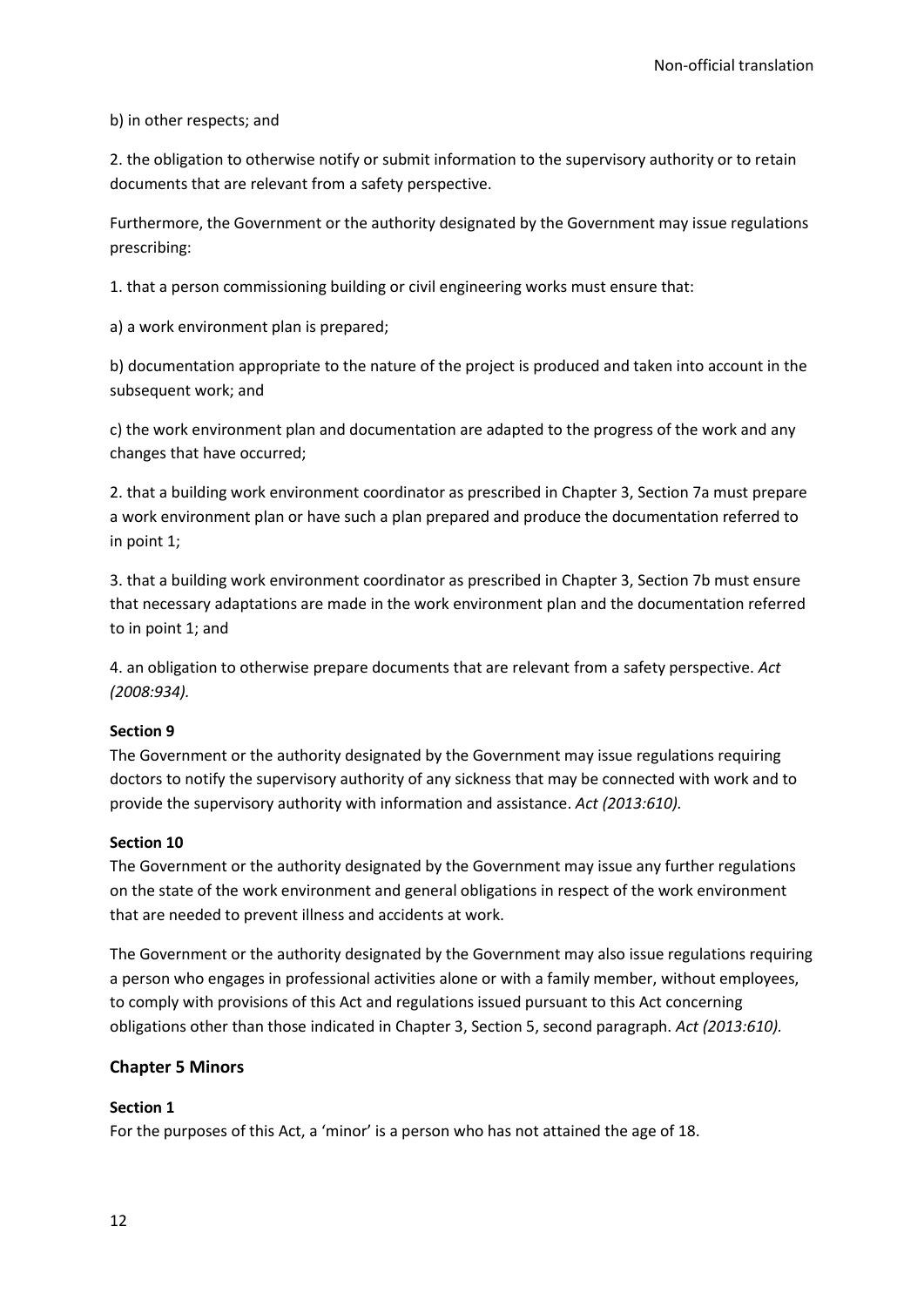b) in other respects; and

2. the obligation to otherwise notify or submit information to the supervisory authority or to retain documents that are relevant from a safety perspective.

Furthermore, the Government or the authority designated by the Government may issue regulations prescribing:

1. that a person commissioning building or civil engineering works must ensure that:

a) a work environment plan is prepared;

b) documentation appropriate to the nature of the project is produced and taken into account in the subsequent work; and

c) the work environment plan and documentation are adapted to the progress of the work and any changes that have occurred;

2. that a building work environment coordinator as prescribed in Chapter 3, Section 7a must prepare a work environment plan or have such a plan prepared and produce the documentation referred to in point 1;

3. that a building work environment coordinator as prescribed in Chapter 3, Section 7b must ensure that necessary adaptations are made in the work environment plan and the documentation referred to in point 1; and

4. an obligation to otherwise prepare documents that are relevant from a safety perspective. *Act (2008:934).*

**Section 9**

The Government or the authority designated by the Government may issue regulations requiring doctors to notify the supervisory authority of any sickness that may be connected with work and to provide the supervisory authority with information and assistance. *Act (2013:610).*

**Section 10**

The Government or the authority designated by the Government may issue any further regulations on the state of the work environment and general obligations in respect of the work environment that are needed to prevent illness and accidents at work.

The Government or the authority designated by the Government may also issue regulations requiring a person who engages in professional activities alone or with a family member, without employees, to comply with provisions of this Act and regulations issued pursuant to this Act concerning obligations other than those indicated in Chapter 3, Section 5, second paragraph. *Act (2013:610).*

## Chapter 5 Minors

**Section 1**

For the purposes of this Act, a 'minor' is a person who has not attained the age of 18.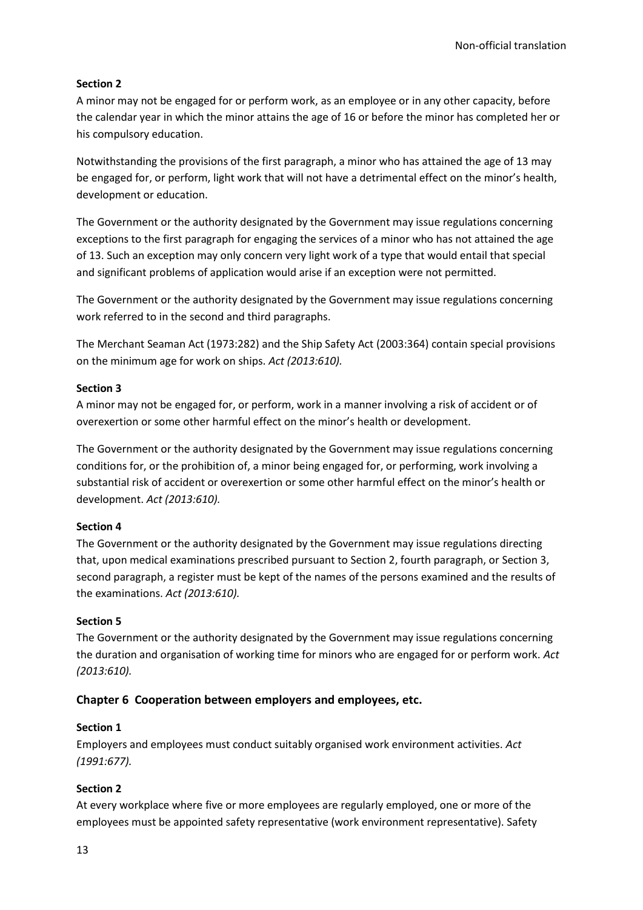**Section 2**

A minor may not be engaged for or perform work, as an employee or in any other capacity, before the calendar year in which the minor attains the age of 16 or before the minor has completed her or his compulsory education.

Notwithstanding the provisions of the first paragraph, a minor who has attained the age of 13 may be engaged for, or perform, light work that will not have a detrimental effect on the minor's health, development or education.

The Government or the authority designated by the Government may issue regulations concerning exceptions to the first paragraph for engaging the services of a minor who has not attained the age of 13. Such an exception may only concern very light work of a type that would entail that special and significant problems of application would arise if an exception were not permitted.

The Government or the authority designated by the Government may issue regulations concerning work referred to in the second and third paragraphs.

The Merchant Seaman Act (1973:282) and the Ship Safety Act (2003:364) contain special provisions on the minimum age for work on ships. *Act (2013:610).*

**Section 3**

A minor may not be engaged for, or perform, work in a manner involving a risk of accident or of overexertion or some other harmful effect on the minor's health or development.

The Government or the authority designated by the Government may issue regulations concerning conditions for, or the prohibition of, a minor being engaged for, or performing, work involving a substantial risk of accident or overexertion or some other harmful effect on the minor's health or development. *Act (2013:610).*

**Section 4**

The Government or the authority designated by the Government may issue regulations directing that, upon medical examinations prescribed pursuant to Section 2, fourth paragraph, or Section 3, second paragraph, a register must be kept of the names of the persons examined and the results of the examinations. *Act (2013:610).*

**Section 5**

The Government or the authority designated by the Government may issue regulations concerning the duration and organisation of working time for minors who are engaged for or perform work. *Act (2013:610).*

## Chapter 6 Cooperation between employers and employees, etc.

**Section 1**

Employers and employees must conduct suitably organised work environment activities. *Act (1991:677).*

**Section 2**

At every workplace where five or more employees are regularly employed, one or more of the employees must be appointed safety representative (work environment representative). Safety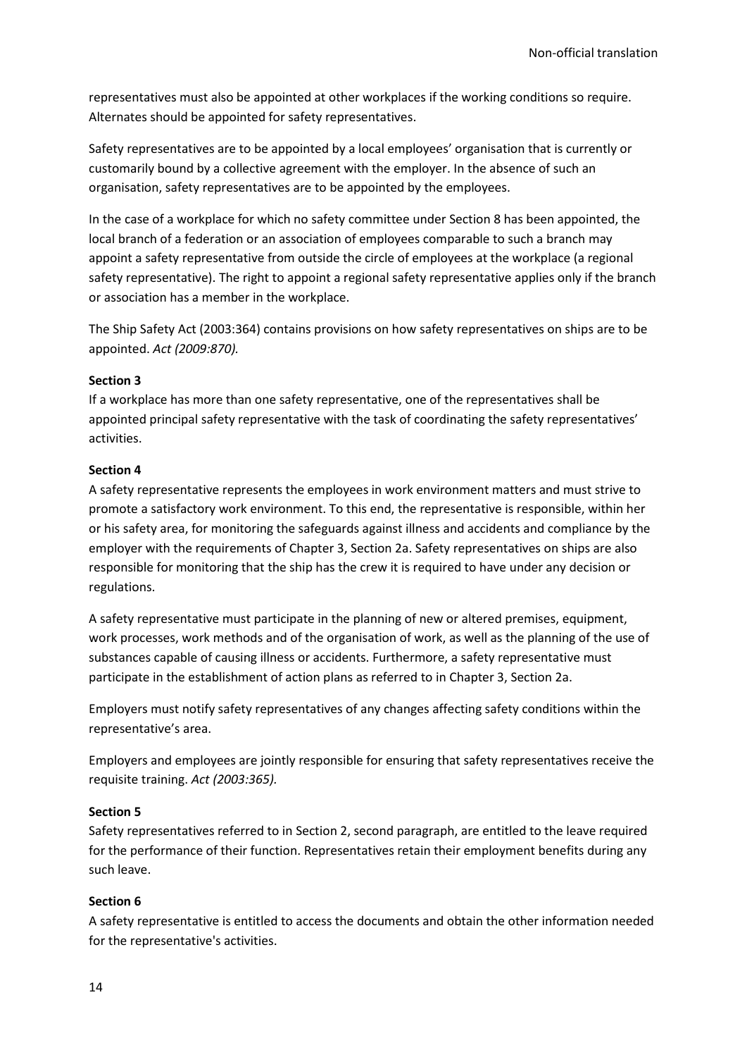representatives must also be appointed at other workplaces if the working conditions so require. Alternates should be appointed for safety representatives.

Safety representatives are to be appointed by a local employees' organisation that is currently or customarily bound by a collective agreement with the employer. In the absence of such an organisation, safety representatives are to be appointed by the employees.

In the case of a workplace for which no safety committee under Section 8 has been appointed, the local branch of a federation or an association of employees comparable to such a branch may appoint a safety representative from outside the circle of employees at the workplace (a regional safety representative). The right to appoint a regional safety representative applies only if the branch or association has a member in the workplace.

The Ship Safety Act (2003:364) contains provisions on how safety representatives on ships are to be appointed. *Act (2009:870).*

**Section 3**
If a workplace has more than one safety representative, one of the representatives shall be appointed principal safety representative with the task of coordinating the safety representatives' activities.

**Section 4**
A safety representative represents the employees in work environment matters and must strive to promote a satisfactory work environment. To this end, the representative is responsible, within her or his safety area, for monitoring the safeguards against illness and accidents and compliance by the employer with the requirements of Chapter 3, Section 2a. Safety representatives on ships are also responsible for monitoring that the ship has the crew it is required to have under any decision or regulations.

A safety representative must participate in the planning of new or altered premises, equipment, work processes, work methods and of the organisation of work, as well as the planning of the use of substances capable of causing illness or accidents. Furthermore, a safety representative must participate in the establishment of action plans as referred to in Chapter 3, Section 2a.

Employers must notify safety representatives of any changes affecting safety conditions within the representative's area.

Employers and employees are jointly responsible for ensuring that safety representatives receive the requisite training. *Act (2003:365).*

**Section 5**
Safety representatives referred to in Section 2, second paragraph, are entitled to the leave required for the performance of their function. Representatives retain their employment benefits during any such leave.

**Section 6**
A safety representative is entitled to access the documents and obtain the other information needed for the representative's activities.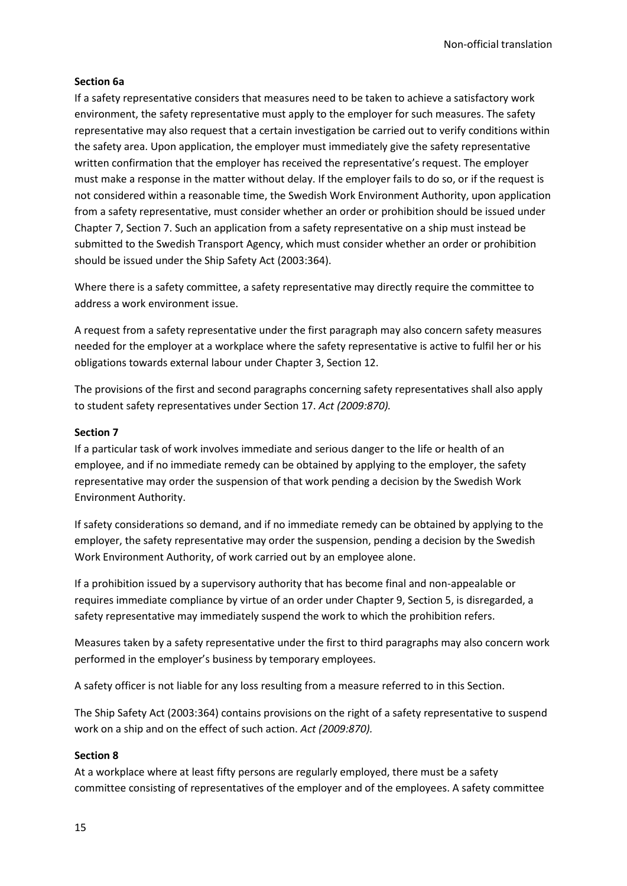**Section 6a**

If a safety representative considers that measures need to be taken to achieve a satisfactory work environment, the safety representative must apply to the employer for such measures. The safety representative may also request that a certain investigation be carried out to verify conditions within the safety area. Upon application, the employer must immediately give the safety representative written confirmation that the employer has received the representative's request. The employer must make a response in the matter without delay. If the employer fails to do so, or if the request is not considered within a reasonable time, the Swedish Work Environment Authority, upon application from a safety representative, must consider whether an order or prohibition should be issued under Chapter 7, Section 7. Such an application from a safety representative on a ship must instead be submitted to the Swedish Transport Agency, which must consider whether an order or prohibition should be issued under the Ship Safety Act (2003:364).

Where there is a safety committee, a safety representative may directly require the committee to address a work environment issue.

A request from a safety representative under the first paragraph may also concern safety measures needed for the employer at a workplace where the safety representative is active to fulfil her or his obligations towards external labour under Chapter 3, Section 12.

The provisions of the first and second paragraphs concerning safety representatives shall also apply to student safety representatives under Section 17. *Act (2009:870).*

**Section 7**

If a particular task of work involves immediate and serious danger to the life or health of an employee, and if no immediate remedy can be obtained by applying to the employer, the safety representative may order the suspension of that work pending a decision by the Swedish Work Environment Authority.

If safety considerations so demand, and if no immediate remedy can be obtained by applying to the employer, the safety representative may order the suspension, pending a decision by the Swedish Work Environment Authority, of work carried out by an employee alone.

If a prohibition issued by a supervisory authority that has become final and non-appealable or requires immediate compliance by virtue of an order under Chapter 9, Section 5, is disregarded, a safety representative may immediately suspend the work to which the prohibition refers.

Measures taken by a safety representative under the first to third paragraphs may also concern work performed in the employer's business by temporary employees.

A safety officer is not liable for any loss resulting from a measure referred to in this Section.

The Ship Safety Act (2003:364) contains provisions on the right of a safety representative to suspend work on a ship and on the effect of such action. *Act (2009:870).*

**Section 8**

At a workplace where at least fifty persons are regularly employed, there must be a safety committee consisting of representatives of the employer and of the employees. A safety committee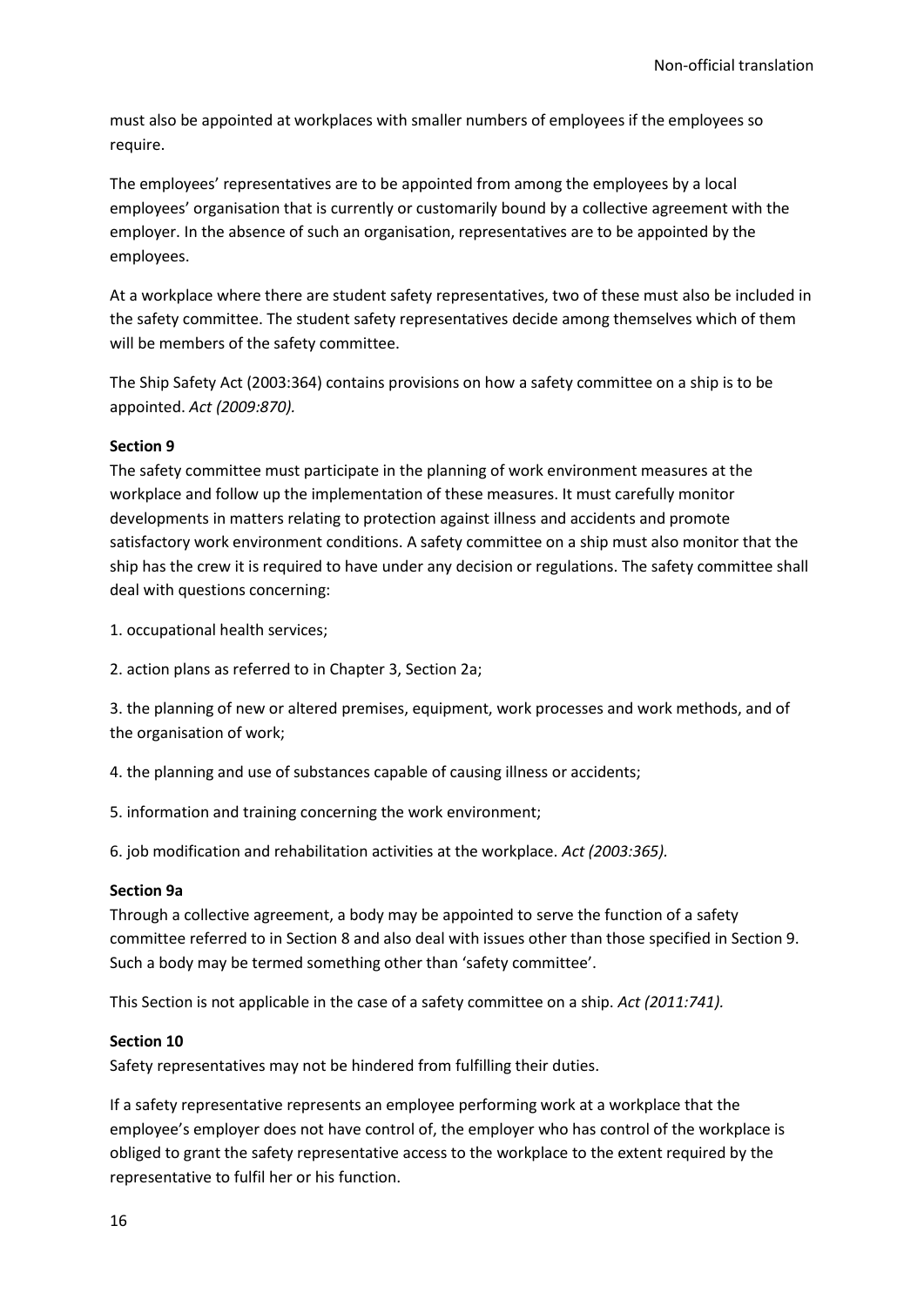must also be appointed at workplaces with smaller numbers of employees if the employees so require.

The employees' representatives are to be appointed from among the employees by a local employees' organisation that is currently or customarily bound by a collective agreement with the employer. In the absence of such an organisation, representatives are to be appointed by the employees.

At a workplace where there are student safety representatives, two of these must also be included in the safety committee. The student safety representatives decide among themselves which of them will be members of the safety committee.

The Ship Safety Act (2003:364) contains provisions on how a safety committee on a ship is to be appointed. *Act (2009:870).*

**Section 9**

The safety committee must participate in the planning of work environment measures at the workplace and follow up the implementation of these measures. It must carefully monitor developments in matters relating to protection against illness and accidents and promote satisfactory work environment conditions. A safety committee on a ship must also monitor that the ship has the crew it is required to have under any decision or regulations. The safety committee shall deal with questions concerning:

1. occupational health services;

2. action plans as referred to in Chapter 3, Section 2a;

3. the planning of new or altered premises, equipment, work processes and work methods, and of the organisation of work;

4. the planning and use of substances capable of causing illness or accidents;

5. information and training concerning the work environment;

6. job modification and rehabilitation activities at the workplace. *Act (2003:365).*

**Section 9a**

Through a collective agreement, a body may be appointed to serve the function of a safety committee referred to in Section 8 and also deal with issues other than those specified in Section 9. Such a body may be termed something other than 'safety committee'.

This Section is not applicable in the case of a safety committee on a ship. *Act (2011:741).*

**Section 10**

Safety representatives may not be hindered from fulfilling their duties.

If a safety representative represents an employee performing work at a workplace that the employee's employer does not have control of, the employer who has control of the workplace is obliged to grant the safety representative access to the workplace to the extent required by the representative to fulfil her or his function.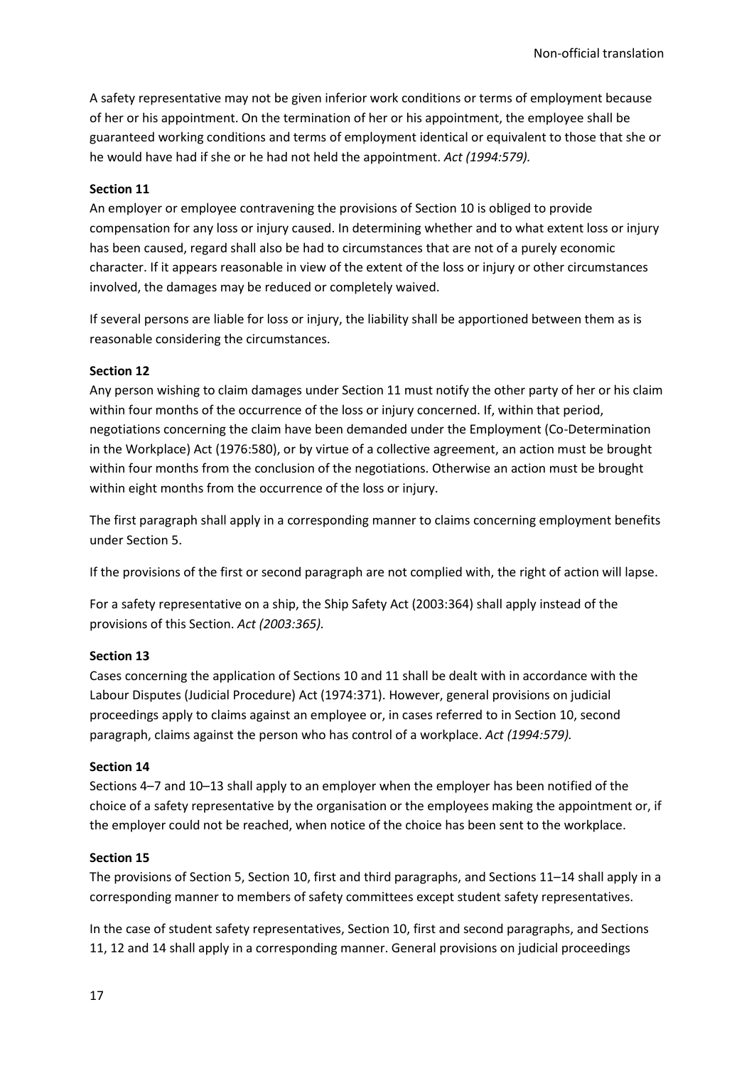A safety representative may not be given inferior work conditions or terms of employment because of her or his appointment. On the termination of her or his appointment, the employee shall be guaranteed working conditions and terms of employment identical or equivalent to those that she or he would have had if she or he had not held the appointment. *Act (1994:579).*

**Section 11**

An employer or employee contravening the provisions of Section 10 is obliged to provide compensation for any loss or injury caused. In determining whether and to what extent loss or injury has been caused, regard shall also be had to circumstances that are not of a purely economic character. If it appears reasonable in view of the extent of the loss or injury or other circumstances involved, the damages may be reduced or completely waived.

If several persons are liable for loss or injury, the liability shall be apportioned between them as is reasonable considering the circumstances.

**Section 12**

Any person wishing to claim damages under Section 11 must notify the other party of her or his claim within four months of the occurrence of the loss or injury concerned. If, within that period, negotiations concerning the claim have been demanded under the Employment (Co-Determination in the Workplace) Act (1976:580), or by virtue of a collective agreement, an action must be brought within four months from the conclusion of the negotiations. Otherwise an action must be brought within eight months from the occurrence of the loss or injury.

The first paragraph shall apply in a corresponding manner to claims concerning employment benefits under Section 5.

If the provisions of the first or second paragraph are not complied with, the right of action will lapse.

For a safety representative on a ship, the Ship Safety Act (2003:364) shall apply instead of the provisions of this Section. *Act (2003:365).*

**Section 13**

Cases concerning the application of Sections 10 and 11 shall be dealt with in accordance with the Labour Disputes (Judicial Procedure) Act (1974:371). However, general provisions on judicial proceedings apply to claims against an employee or, in cases referred to in Section 10, second paragraph, claims against the person who has control of a workplace. *Act (1994:579).*

**Section 14**

Sections 4–7 and 10–13 shall apply to an employer when the employer has been notified of the choice of a safety representative by the organisation or the employees making the appointment or, if the employer could not be reached, when notice of the choice has been sent to the workplace.

**Section 15**

The provisions of Section 5, Section 10, first and third paragraphs, and Sections 11–14 shall apply in a corresponding manner to members of safety committees except student safety representatives.

In the case of student safety representatives, Section 10, first and second paragraphs, and Sections 11, 12 and 14 shall apply in a corresponding manner. General provisions on judicial proceedings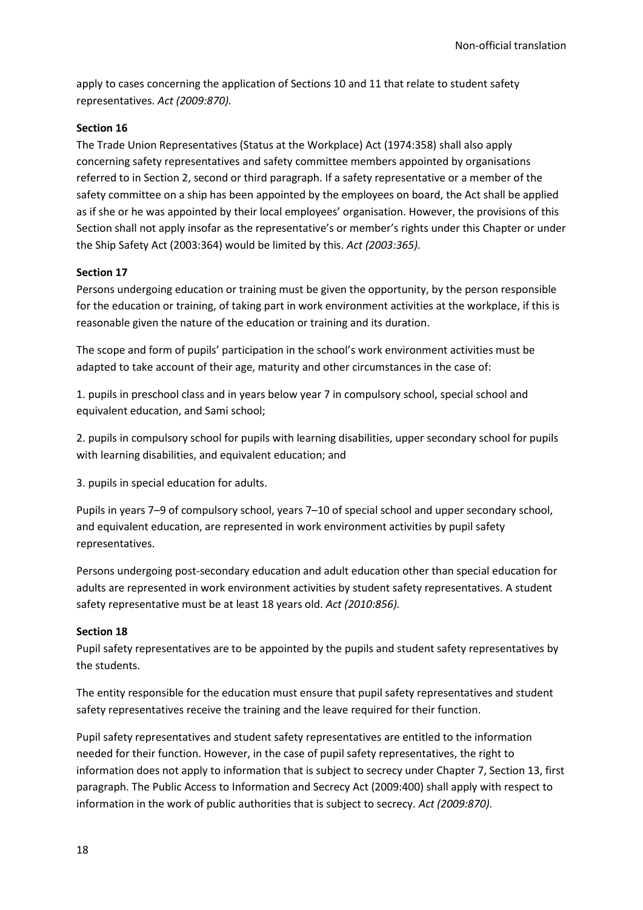apply to cases concerning the application of Sections 10 and 11 that relate to student safety representatives. *Act (2009:870).*

**Section 16**

The Trade Union Representatives (Status at the Workplace) Act (1974:358) shall also apply concerning safety representatives and safety committee members appointed by organisations referred to in Section 2, second or third paragraph. If a safety representative or a member of the safety committee on a ship has been appointed by the employees on board, the Act shall be applied as if she or he was appointed by their local employees' organisation. However, the provisions of this Section shall not apply insofar as the representative's or member's rights under this Chapter or under the Ship Safety Act (2003:364) would be limited by this. *Act (2003:365).*

**Section 17**

Persons undergoing education or training must be given the opportunity, by the person responsible for the education or training, of taking part in work environment activities at the workplace, if this is reasonable given the nature of the education or training and its duration.

The scope and form of pupils' participation in the school's work environment activities must be adapted to take account of their age, maturity and other circumstances in the case of:

1. pupils in preschool class and in years below year 7 in compulsory school, special school and equivalent education, and Sami school;

2. pupils in compulsory school for pupils with learning disabilities, upper secondary school for pupils with learning disabilities, and equivalent education; and

3. pupils in special education for adults.

Pupils in years 7–9 of compulsory school, years 7–10 of special school and upper secondary school, and equivalent education, are represented in work environment activities by pupil safety representatives.

Persons undergoing post-secondary education and adult education other than special education for adults are represented in work environment activities by student safety representatives. A student safety representative must be at least 18 years old. *Act (2010:856).*

**Section 18**

Pupil safety representatives are to be appointed by the pupils and student safety representatives by the students.

The entity responsible for the education must ensure that pupil safety representatives and student safety representatives receive the training and the leave required for their function.

Pupil safety representatives and student safety representatives are entitled to the information needed for their function. However, in the case of pupil safety representatives, the right to information does not apply to information that is subject to secrecy under Chapter 7, Section 13, first paragraph. The Public Access to Information and Secrecy Act (2009:400) shall apply with respect to information in the work of public authorities that is subject to secrecy. *Act (2009:870).*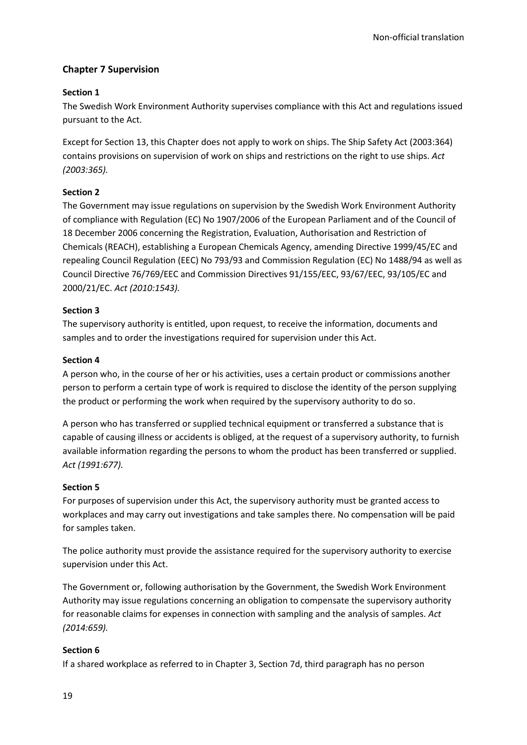## Chapter 7 Supervision

### Section 1

The Swedish Work Environment Authority supervises compliance with this Act and regulations issued pursuant to the Act.

Except for Section 13, this Chapter does not apply to work on ships. The Ship Safety Act (2003:364) contains provisions on supervision of work on ships and restrictions on the right to use ships. *Act (2003:365).*

### Section 2

The Government may issue regulations on supervision by the Swedish Work Environment Authority of compliance with Regulation (EC) No 1907/2006 of the European Parliament and of the Council of 18 December 2006 concerning the Registration, Evaluation, Authorisation and Restriction of Chemicals (REACH), establishing a European Chemicals Agency, amending Directive 1999/45/EC and repealing Council Regulation (EEC) No 793/93 and Commission Regulation (EC) No 1488/94 as well as Council Directive 76/769/EEC and Commission Directives 91/155/EEC, 93/67/EEC, 93/105/EC and 2000/21/EC. *Act (2010:1543).*

### Section 3

The supervisory authority is entitled, upon request, to receive the information, documents and samples and to order the investigations required for supervision under this Act.

### Section 4

A person who, in the course of her or his activities, uses a certain product or commissions another person to perform a certain type of work is required to disclose the identity of the person supplying the product or performing the work when required by the supervisory authority to do so.

A person who has transferred or supplied technical equipment or transferred a substance that is capable of causing illness or accidents is obliged, at the request of a supervisory authority, to furnish available information regarding the persons to whom the product has been transferred or supplied. *Act (1991:677).*

### Section 5

For purposes of supervision under this Act, the supervisory authority must be granted access to workplaces and may carry out investigations and take samples there. No compensation will be paid for samples taken.

The police authority must provide the assistance required for the supervisory authority to exercise supervision under this Act.

The Government or, following authorisation by the Government, the Swedish Work Environment Authority may issue regulations concerning an obligation to compensate the supervisory authority for reasonable claims for expenses in connection with sampling and the analysis of samples. *Act (2014:659).*

### Section 6

If a shared workplace as referred to in Chapter 3, Section 7d, third paragraph has no person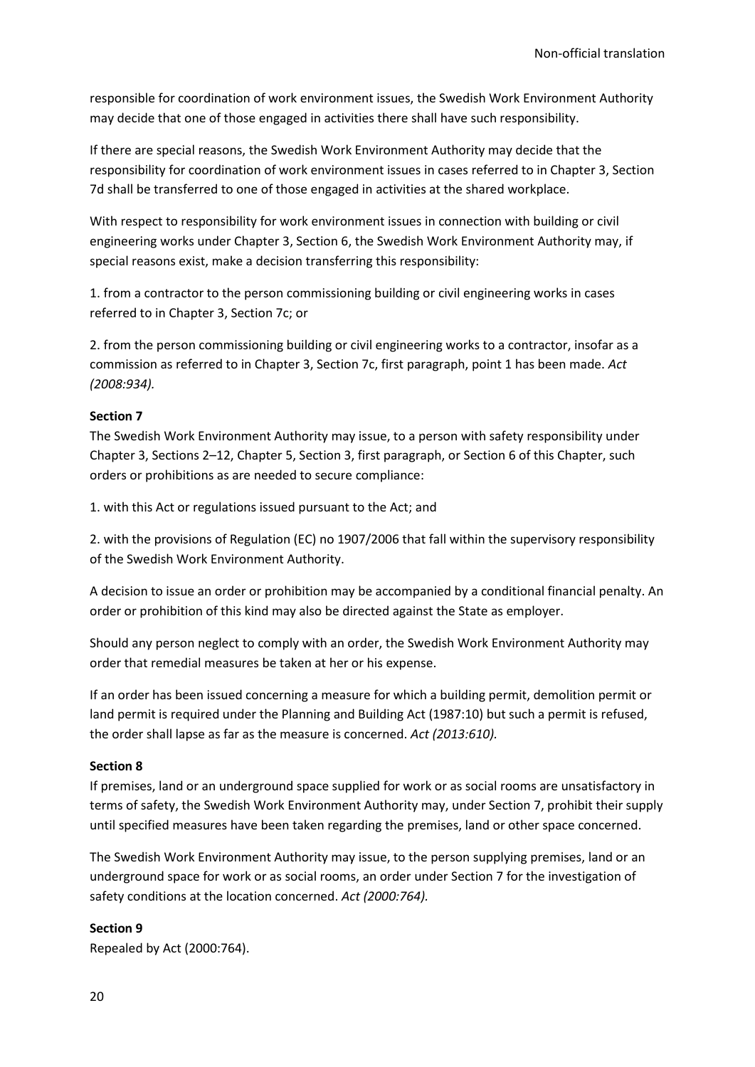responsible for coordination of work environment issues, the Swedish Work Environment Authority may decide that one of those engaged in activities there shall have such responsibility.

If there are special reasons, the Swedish Work Environment Authority may decide that the responsibility for coordination of work environment issues in cases referred to in Chapter 3, Section 7d shall be transferred to one of those engaged in activities at the shared workplace.

With respect to responsibility for work environment issues in connection with building or civil engineering works under Chapter 3, Section 6, the Swedish Work Environment Authority may, if special reasons exist, make a decision transferring this responsibility:

1. from a contractor to the person commissioning building or civil engineering works in cases referred to in Chapter 3, Section 7c; or

2. from the person commissioning building or civil engineering works to a contractor, insofar as a commission as referred to in Chapter 3, Section 7c, first paragraph, point 1 has been made. *Act (2008:934).*

**Section 7**
The Swedish Work Environment Authority may issue, to a person with safety responsibility under Chapter 3, Sections 2–12, Chapter 5, Section 3, first paragraph, or Section 6 of this Chapter, such orders or prohibitions as are needed to secure compliance:

1. with this Act or regulations issued pursuant to the Act; and

2. with the provisions of Regulation (EC) no 1907/2006 that fall within the supervisory responsibility of the Swedish Work Environment Authority.

A decision to issue an order or prohibition may be accompanied by a conditional financial penalty. An order or prohibition of this kind may also be directed against the State as employer.

Should any person neglect to comply with an order, the Swedish Work Environment Authority may order that remedial measures be taken at her or his expense.

If an order has been issued concerning a measure for which a building permit, demolition permit or land permit is required under the Planning and Building Act (1987:10) but such a permit is refused, the order shall lapse as far as the measure is concerned. *Act (2013:610).*

**Section 8**
If premises, land or an underground space supplied for work or as social rooms are unsatisfactory in terms of safety, the Swedish Work Environment Authority may, under Section 7, prohibit their supply until specified measures have been taken regarding the premises, land or other space concerned.

The Swedish Work Environment Authority may issue, to the person supplying premises, land or an underground space for work or as social rooms, an order under Section 7 for the investigation of safety conditions at the location concerned. *Act (2000:764).*

**Section 9**
Repealed by Act (2000:764).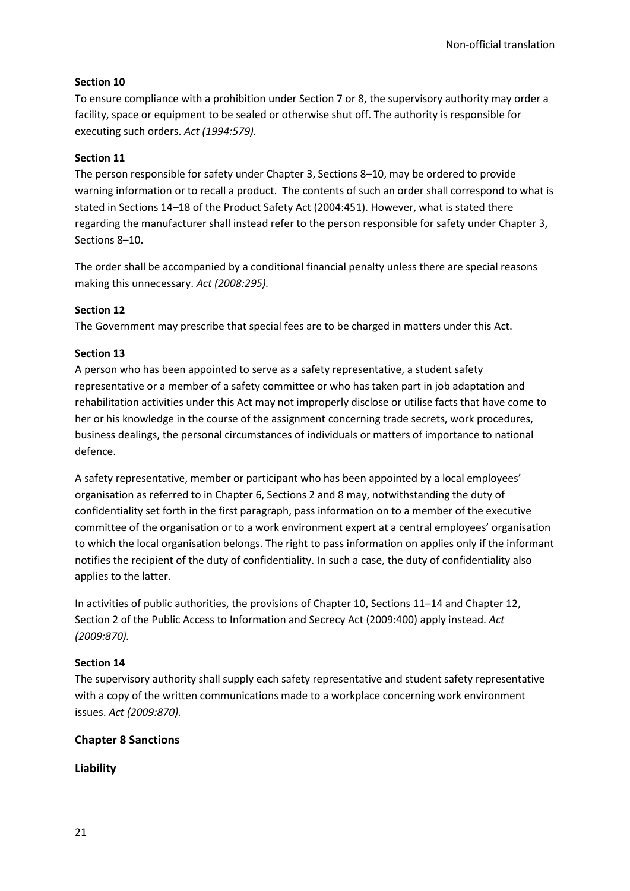**Section 10**

To ensure compliance with a prohibition under Section 7 or 8, the supervisory authority may order a facility, space or equipment to be sealed or otherwise shut off. The authority is responsible for executing such orders. *Act (1994:579).*

**Section 11**

The person responsible for safety under Chapter 3, Sections 8–10, may be ordered to provide warning information or to recall a product. The contents of such an order shall correspond to what is stated in Sections 14–18 of the Product Safety Act (2004:451). However, what is stated there regarding the manufacturer shall instead refer to the person responsible for safety under Chapter 3, Sections 8–10.

The order shall be accompanied by a conditional financial penalty unless there are special reasons making this unnecessary. *Act (2008:295).*

**Section 12**

The Government may prescribe that special fees are to be charged in matters under this Act.

**Section 13**

A person who has been appointed to serve as a safety representative, a student safety representative or a member of a safety committee or who has taken part in job adaptation and rehabilitation activities under this Act may not improperly disclose or utilise facts that have come to her or his knowledge in the course of the assignment concerning trade secrets, work procedures, business dealings, the personal circumstances of individuals or matters of importance to national defence.

A safety representative, member or participant who has been appointed by a local employees' organisation as referred to in Chapter 6, Sections 2 and 8 may, notwithstanding the duty of confidentiality set forth in the first paragraph, pass information on to a member of the executive committee of the organisation or to a work environment expert at a central employees' organisation to which the local organisation belongs. The right to pass information on applies only if the informant notifies the recipient of the duty of confidentiality. In such a case, the duty of confidentiality also applies to the latter.

In activities of public authorities, the provisions of Chapter 10, Sections 11–14 and Chapter 12, Section 2 of the Public Access to Information and Secrecy Act (2009:400) apply instead. *Act (2009:870).*

**Section 14**

The supervisory authority shall supply each safety representative and student safety representative with a copy of the written communications made to a workplace concerning work environment issues. *Act (2009:870).*

## Chapter 8 Sanctions

### Liability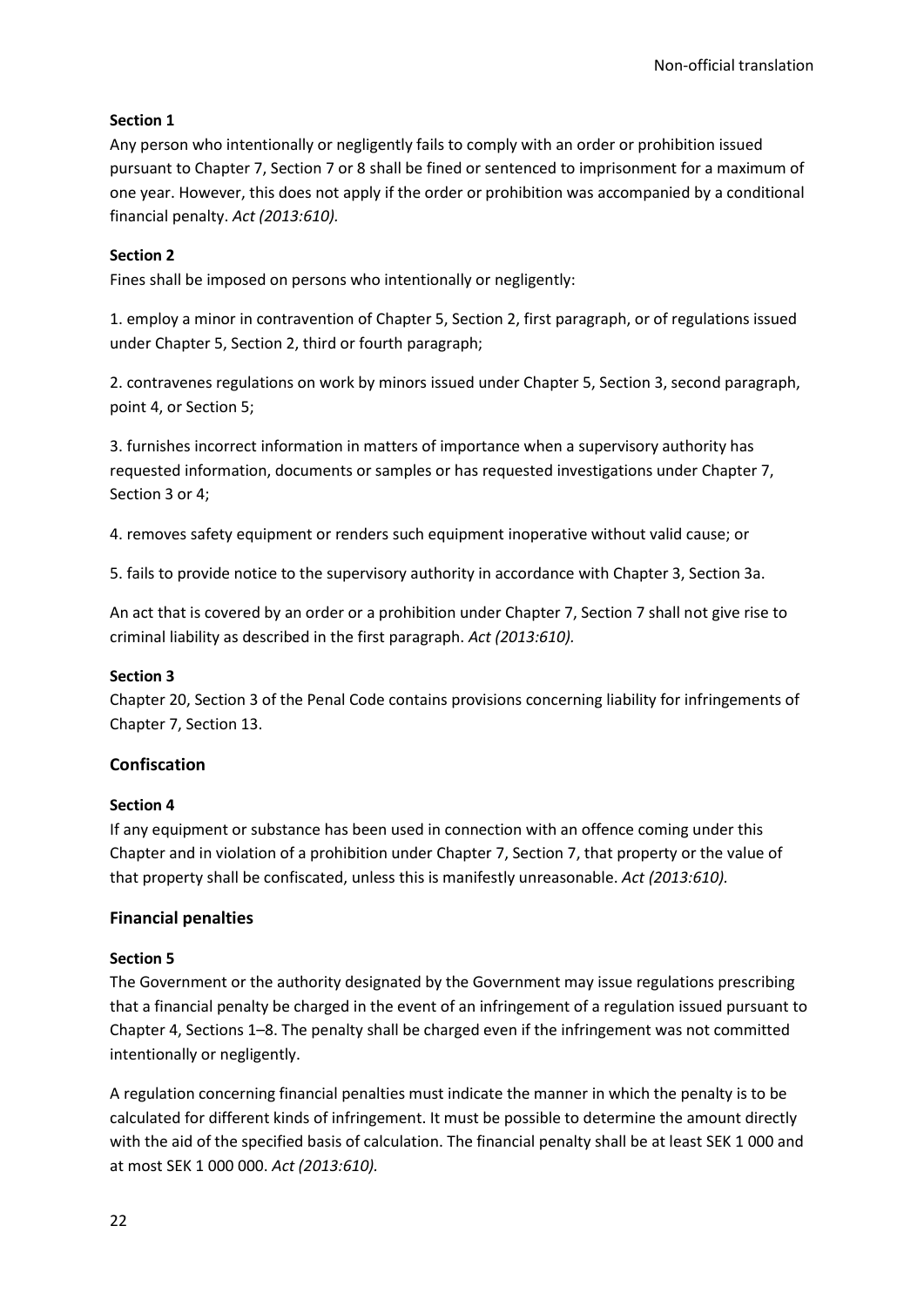**Section 1**

Any person who intentionally or negligently fails to comply with an order or prohibition issued pursuant to Chapter 7, Section 7 or 8 shall be fined or sentenced to imprisonment for a maximum of one year. However, this does not apply if the order or prohibition was accompanied by a conditional financial penalty. *Act (2013:610).*

**Section 2**

Fines shall be imposed on persons who intentionally or negligently:

1. employ a minor in contravention of Chapter 5, Section 2, first paragraph, or of regulations issued under Chapter 5, Section 2, third or fourth paragraph;

2. contravenes regulations on work by minors issued under Chapter 5, Section 3, second paragraph, point 4, or Section 5;

3. furnishes incorrect information in matters of importance when a supervisory authority has requested information, documents or samples or has requested investigations under Chapter 7, Section 3 or 4;

4. removes safety equipment or renders such equipment inoperative without valid cause; or

5. fails to provide notice to the supervisory authority in accordance with Chapter 3, Section 3a.

An act that is covered by an order or a prohibition under Chapter 7, Section 7 shall not give rise to criminal liability as described in the first paragraph. *Act (2013:610).*

**Section 3**

Chapter 20, Section 3 of the Penal Code contains provisions concerning liability for infringements of Chapter 7, Section 13.

## Confiscation

**Section 4**

If any equipment or substance has been used in connection with an offence coming under this Chapter and in violation of a prohibition under Chapter 7, Section 7, that property or the value of that property shall be confiscated, unless this is manifestly unreasonable. *Act (2013:610).*

## Financial penalties

**Section 5**

The Government or the authority designated by the Government may issue regulations prescribing that a financial penalty be charged in the event of an infringement of a regulation issued pursuant to Chapter 4, Sections 1–8. The penalty shall be charged even if the infringement was not committed intentionally or negligently.

A regulation concerning financial penalties must indicate the manner in which the penalty is to be calculated for different kinds of infringement. It must be possible to determine the amount directly with the aid of the specified basis of calculation. The financial penalty shall be at least SEK 1 000 and at most SEK 1 000 000. *Act (2013:610).*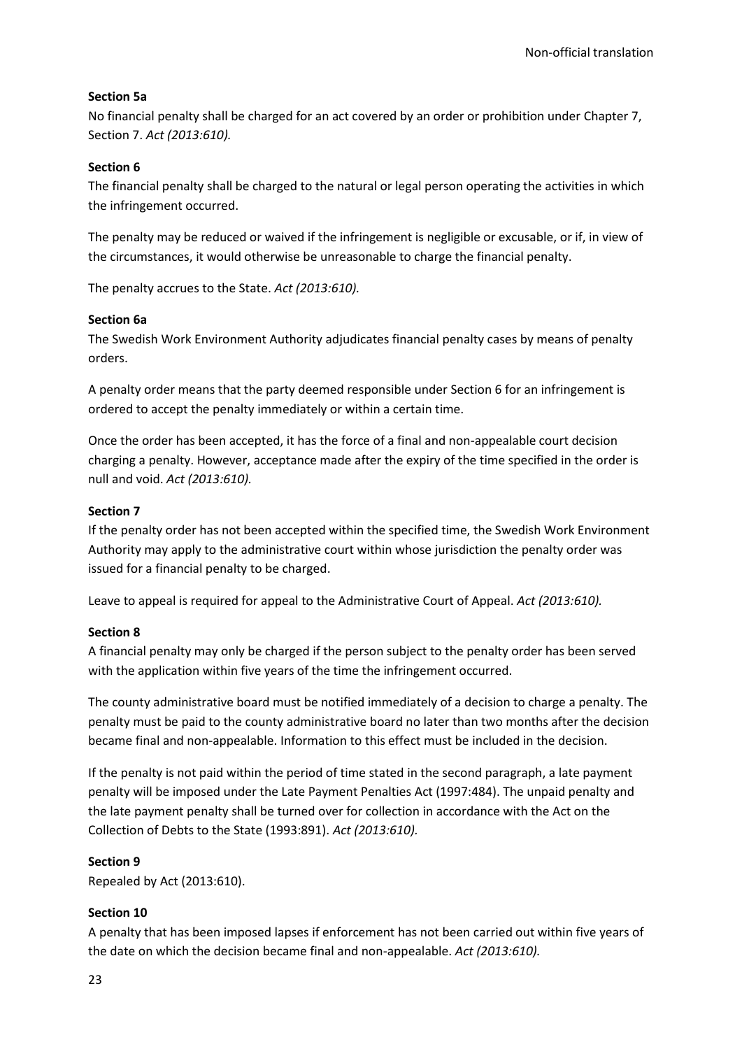**Section 5a**

No financial penalty shall be charged for an act covered by an order or prohibition under Chapter 7, Section 7. *Act (2013:610).*

**Section 6**

The financial penalty shall be charged to the natural or legal person operating the activities in which the infringement occurred.

The penalty may be reduced or waived if the infringement is negligible or excusable, or if, in view of the circumstances, it would otherwise be unreasonable to charge the financial penalty.

The penalty accrues to the State. *Act (2013:610).*

**Section 6a**

The Swedish Work Environment Authority adjudicates financial penalty cases by means of penalty orders.

A penalty order means that the party deemed responsible under Section 6 for an infringement is ordered to accept the penalty immediately or within a certain time.

Once the order has been accepted, it has the force of a final and non-appealable court decision charging a penalty. However, acceptance made after the expiry of the time specified in the order is null and void. *Act (2013:610).*

**Section 7**

If the penalty order has not been accepted within the specified time, the Swedish Work Environment Authority may apply to the administrative court within whose jurisdiction the penalty order was issued for a financial penalty to be charged.

Leave to appeal is required for appeal to the Administrative Court of Appeal. *Act (2013:610).*

**Section 8**

A financial penalty may only be charged if the person subject to the penalty order has been served with the application within five years of the time the infringement occurred.

The county administrative board must be notified immediately of a decision to charge a penalty. The penalty must be paid to the county administrative board no later than two months after the decision became final and non-appealable. Information to this effect must be included in the decision.

If the penalty is not paid within the period of time stated in the second paragraph, a late payment penalty will be imposed under the Late Payment Penalties Act (1997:484). The unpaid penalty and the late payment penalty shall be turned over for collection in accordance with the Act on the Collection of Debts to the State (1993:891). *Act (2013:610).*

**Section 9**

Repealed by Act (2013:610).

**Section 10**

A penalty that has been imposed lapses if enforcement has not been carried out within five years of the date on which the decision became final and non-appealable. *Act (2013:610).*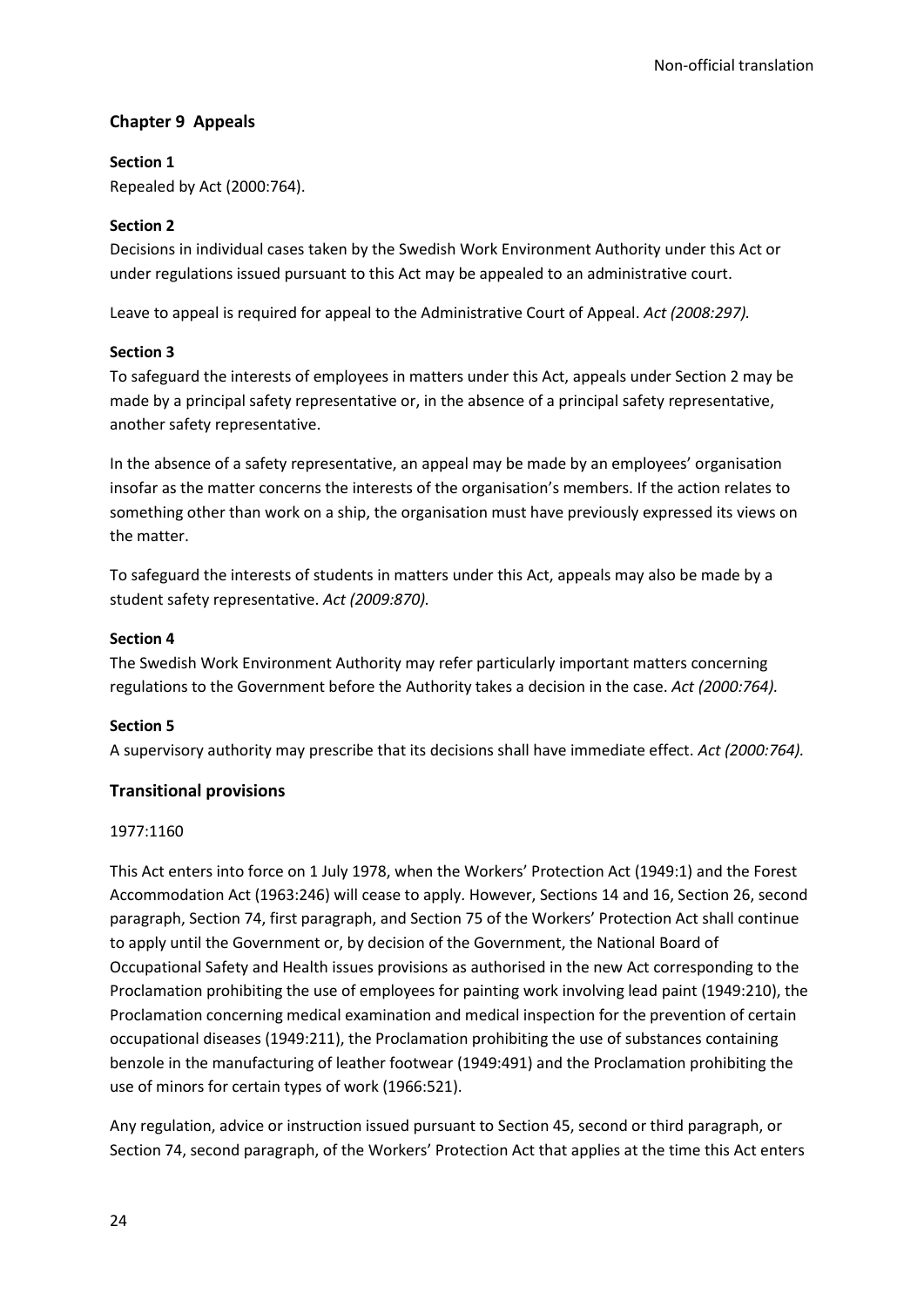## Chapter 9 Appeals

**Section 1**

Repealed by Act (2000:764).

**Section 2**

Decisions in individual cases taken by the Swedish Work Environment Authority under this Act or under regulations issued pursuant to this Act may be appealed to an administrative court.

Leave to appeal is required for appeal to the Administrative Court of Appeal. *Act (2008:297).*

**Section 3**

To safeguard the interests of employees in matters under this Act, appeals under Section 2 may be made by a principal safety representative or, in the absence of a principal safety representative, another safety representative.

In the absence of a safety representative, an appeal may be made by an employees' organisation insofar as the matter concerns the interests of the organisation's members. If the action relates to something other than work on a ship, the organisation must have previously expressed its views on the matter.

To safeguard the interests of students in matters under this Act, appeals may also be made by a student safety representative. *Act (2009:870).*

**Section 4**

The Swedish Work Environment Authority may refer particularly important matters concerning regulations to the Government before the Authority takes a decision in the case. *Act (2000:764).*

**Section 5**

A supervisory authority may prescribe that its decisions shall have immediate effect. *Act (2000:764).*

## Transitional provisions

1977:1160

This Act enters into force on 1 July 1978, when the Workers' Protection Act (1949:1) and the Forest Accommodation Act (1963:246) will cease to apply. However, Sections 14 and 16, Section 26, second paragraph, Section 74, first paragraph, and Section 75 of the Workers' Protection Act shall continue to apply until the Government or, by decision of the Government, the National Board of Occupational Safety and Health issues provisions as authorised in the new Act corresponding to the Proclamation prohibiting the use of employees for painting work involving lead paint (1949:210), the Proclamation concerning medical examination and medical inspection for the prevention of certain occupational diseases (1949:211), the Proclamation prohibiting the use of substances containing benzole in the manufacturing of leather footwear (1949:491) and the Proclamation prohibiting the use of minors for certain types of work (1966:521).

Any regulation, advice or instruction issued pursuant to Section 45, second or third paragraph, or Section 74, second paragraph, of the Workers' Protection Act that applies at the time this Act enters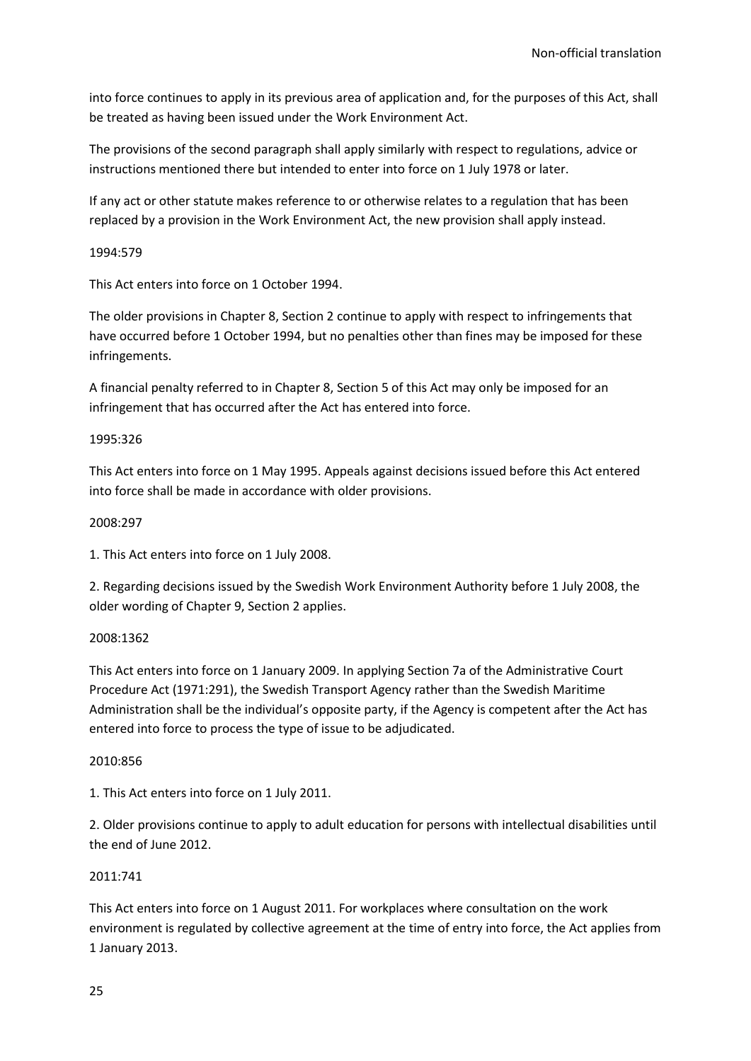into force continues to apply in its previous area of application and, for the purposes of this Act, shall be treated as having been issued under the Work Environment Act.

The provisions of the second paragraph shall apply similarly with respect to regulations, advice or instructions mentioned there but intended to enter into force on 1 July 1978 or later.

If any act or other statute makes reference to or otherwise relates to a regulation that has been replaced by a provision in the Work Environment Act, the new provision shall apply instead.

1994:579

This Act enters into force on 1 October 1994.

The older provisions in Chapter 8, Section 2 continue to apply with respect to infringements that have occurred before 1 October 1994, but no penalties other than fines may be imposed for these infringements.

A financial penalty referred to in Chapter 8, Section 5 of this Act may only be imposed for an infringement that has occurred after the Act has entered into force.

1995:326

This Act enters into force on 1 May 1995. Appeals against decisions issued before this Act entered into force shall be made in accordance with older provisions.

2008:297

1. This Act enters into force on 1 July 2008.

2. Regarding decisions issued by the Swedish Work Environment Authority before 1 July 2008, the older wording of Chapter 9, Section 2 applies.

2008:1362

This Act enters into force on 1 January 2009. In applying Section 7a of the Administrative Court Procedure Act (1971:291), the Swedish Transport Agency rather than the Swedish Maritime Administration shall be the individual's opposite party, if the Agency is competent after the Act has entered into force to process the type of issue to be adjudicated.

2010:856

1. This Act enters into force on 1 July 2011.

2. Older provisions continue to apply to adult education for persons with intellectual disabilities until the end of June 2012.

2011:741

This Act enters into force on 1 August 2011. For workplaces where consultation on the work environment is regulated by collective agreement at the time of entry into force, the Act applies from 1 January 2013.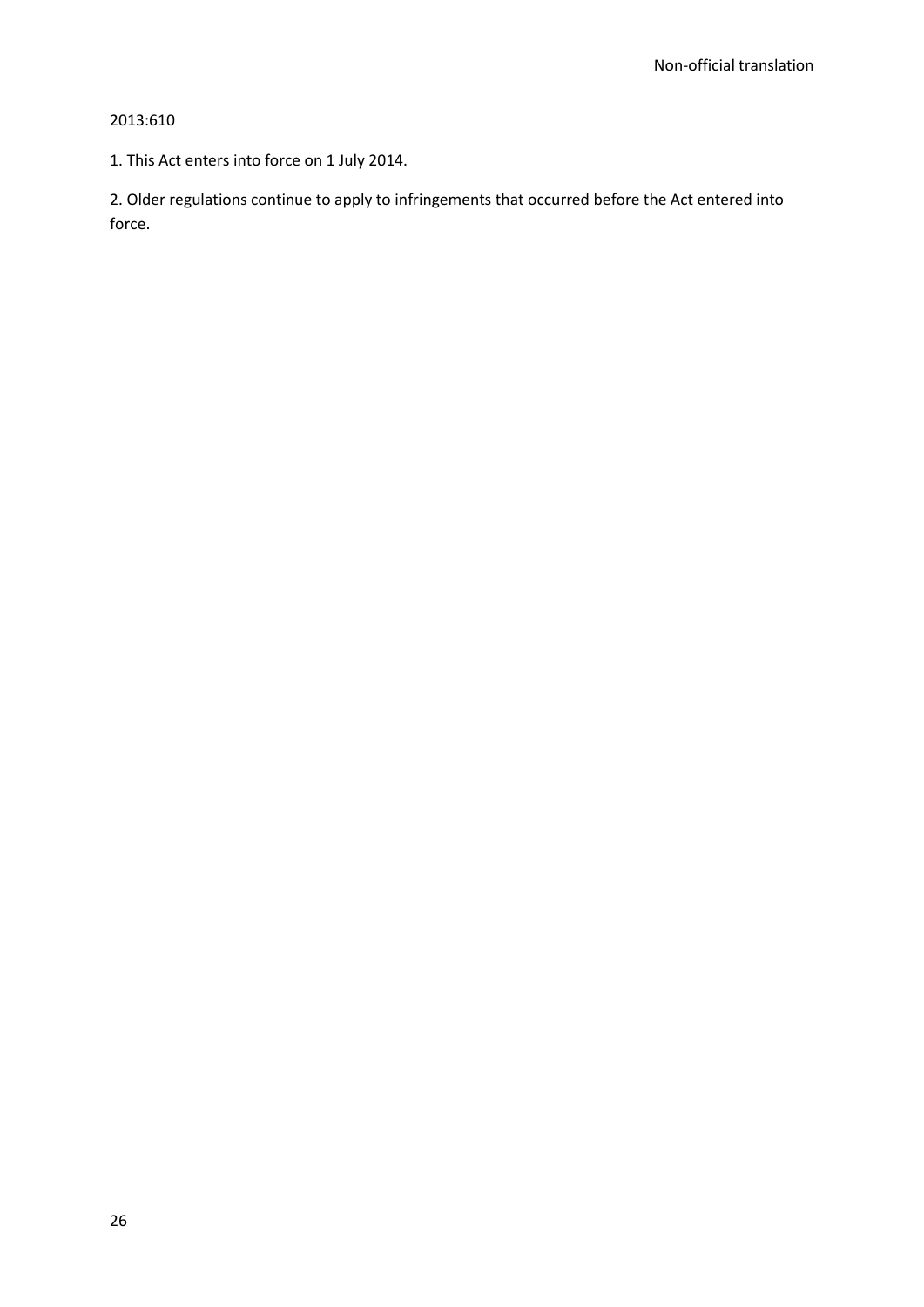2013:610

1. This Act enters into force on 1 July 2014.

2. Older regulations continue to apply to infringements that occurred before the Act entered into force.